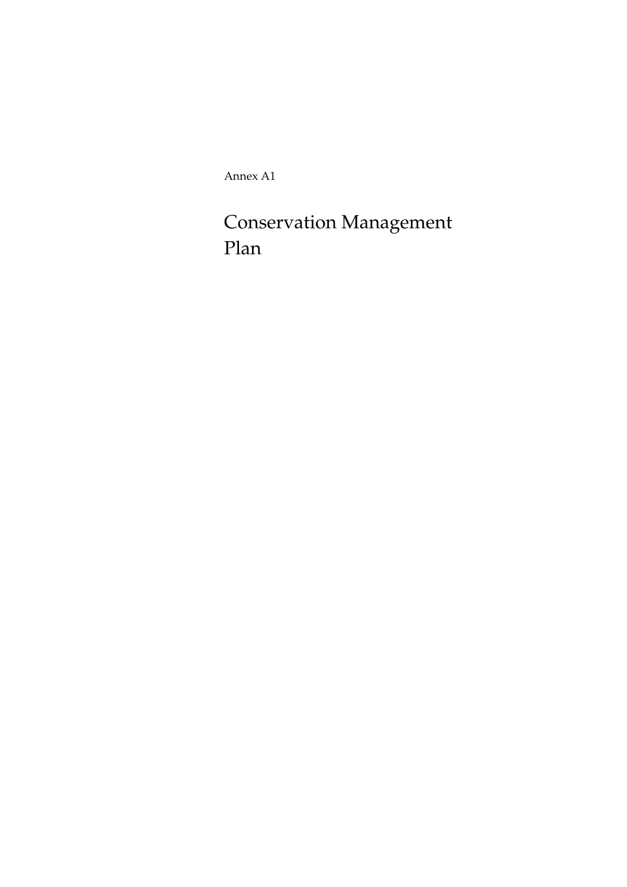Annex A1

# Conservation Management Plan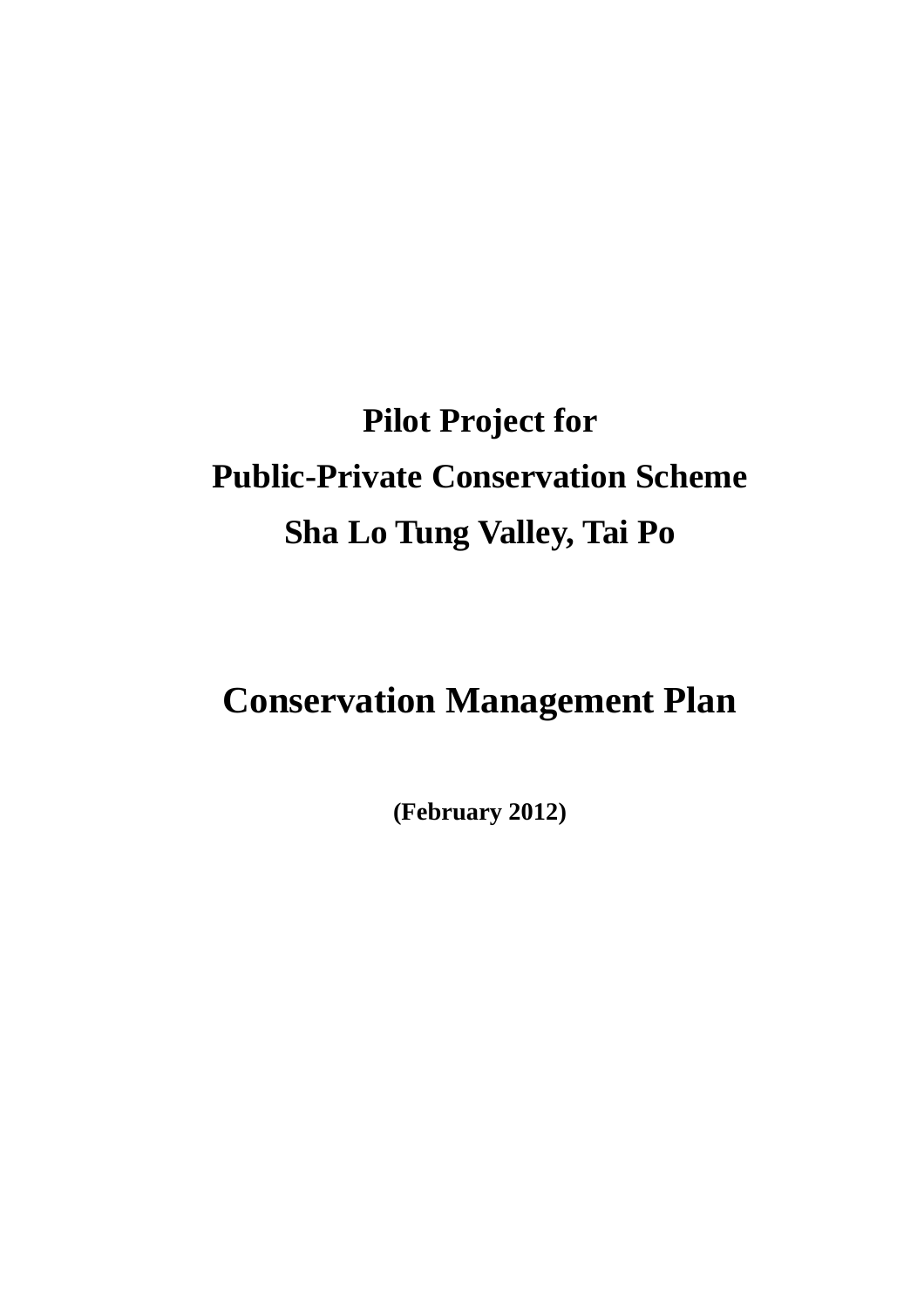# Pilot Project for Public-Private Conservation Scheme Sha Lo Tung Valley, Tai Po

# Conservation Management Plan

**(February 2012)**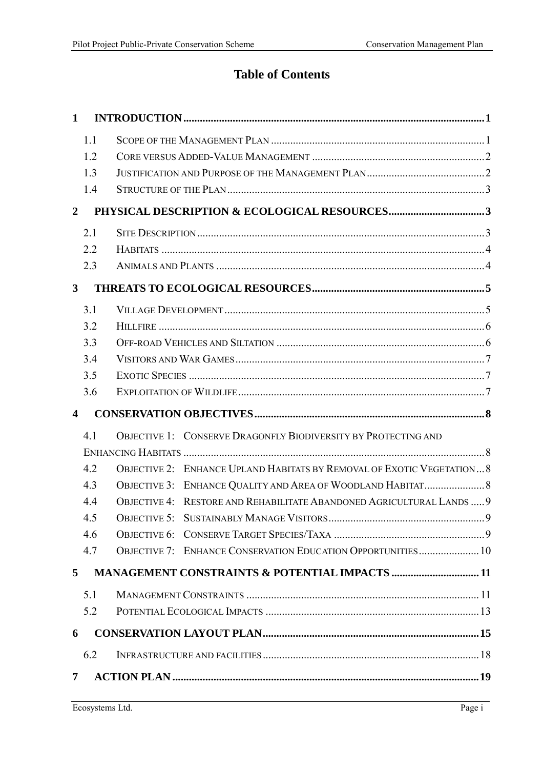# Table of Contents

**1 INTRODUCTION** .......... 1

- 1.1 SCOPE OF THE MANAGEMENT PLAN .......... 1
- 1.2 CORE VERSUS ADDED-VALUE MANAGEMENT .......... 2
- 1.3 JUSTIFICATION AND PURPOSE OF THE MANAGEMENT PLAN .......... 2
- 1.4 STRUCTURE OF THE PLAN .......... 3

**2 PHYSICAL DESCRIPTION & ECOLOGICAL RESOURCES** .......... 3

- 2.1 SITE DESCRIPTION .......... 3
- 2.2 HABITATS .......... 4
- 2.3 ANIMALS AND PLANTS .......... 4

**3 THREATS TO ECOLOGICAL RESOURCES** .......... 5

- 3.1 VILLAGE DEVELOPMENT .......... 5
- 3.2 HILLFIRE .......... 6
- 3.3 OFF-ROAD VEHICLES AND SILTATION .......... 6
- 3.4 VISITORS AND WAR GAMES .......... 7
- 3.5 EXOTIC SPECIES .......... 7
- 3.6 EXPLOITATION OF WILDLIFE .......... 7

**4 CONSERVATION OBJECTIVES** .......... 8

- 4.1 OBJECTIVE 1: CONSERVE DRAGONFLY BIODIVERSITY BY PROTECTING AND ENHANCING HABITATS .......... 8
- 4.2 OBJECTIVE 2: ENHANCE UPLAND HABITATS BY REMOVAL OF EXOTIC VEGETATION .......... 8
- 4.3 OBJECTIVE 3: ENHANCE QUALITY AND AREA OF WOODLAND HABITAT .......... 8
- 4.4 OBJECTIVE 4: RESTORE AND REHABILITATE ABANDONED AGRICULTURAL LANDS .......... 9
- 4.5 OBJECTIVE 5: SUSTAINABLY MANAGE VISITORS .......... 9
- 4.6 OBJECTIVE 6: CONSERVE TARGET SPECIES/TAXA .......... 9
- 4.7 OBJECTIVE 7: ENHANCE CONSERVATION EDUCATION OPPORTUNITIES .......... 10

**5 MANAGEMENT CONSTRAINTS & POTENTIAL IMPACTS** .......... 11

- 5.1 MANAGEMENT CONSTRAINTS .......... 11
- 5.2 POTENTIAL ECOLOGICAL IMPACTS .......... 13

**6 CONSERVATION LAYOUT PLAN** .......... 15

- 6.2 INFRASTRUCTURE AND FACILITIES .......... 18

**7 ACTION PLAN** .......... 19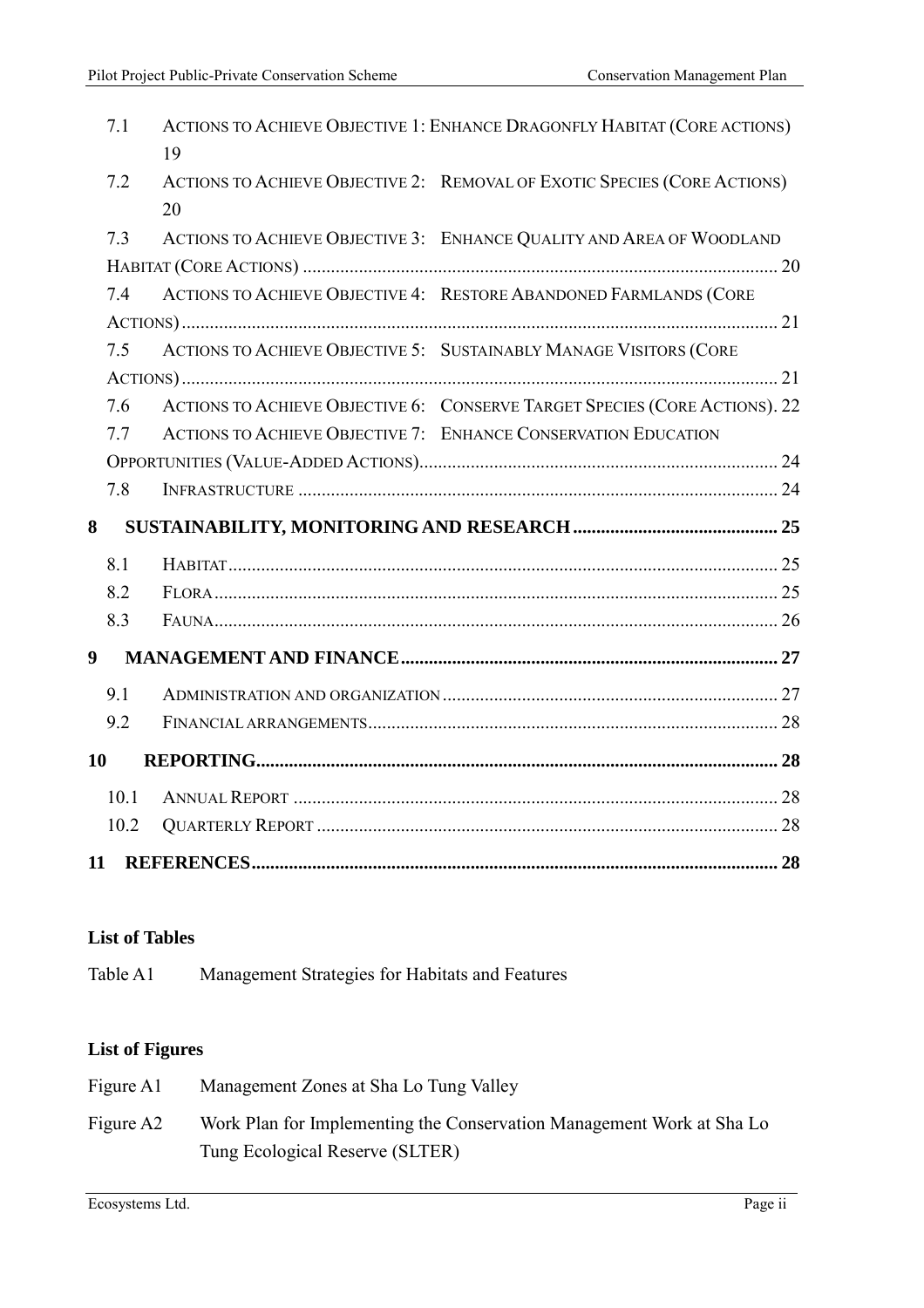7.1 ACTIONS TO ACHIEVE OBJECTIVE 1: ENHANCE DRAGONFLY HABITAT (CORE ACTIONS) 19

7.2 ACTIONS TO ACHIEVE OBJECTIVE 2: REMOVAL OF EXOTIC SPECIES (CORE ACTIONS) 20

7.3 ACTIONS TO ACHIEVE OBJECTIVE 3: ENHANCE QUALITY AND AREA OF WOODLAND HABITAT (CORE ACTIONS) ..... 20

7.4 ACTIONS TO ACHIEVE OBJECTIVE 4: RESTORE ABANDONED FARMLANDS (CORE ACTIONS) ..... 21

7.5 ACTIONS TO ACHIEVE OBJECTIVE 5: SUSTAINABLY MANAGE VISITORS (CORE ACTIONS) ..... 21

7.6 ACTIONS TO ACHIEVE OBJECTIVE 6: CONSERVE TARGET SPECIES (CORE ACTIONS). 22

7.7 ACTIONS TO ACHIEVE OBJECTIVE 7: ENHANCE CONSERVATION EDUCATION OPPORTUNITIES (VALUE-ADDED ACTIONS) ..... 24

7.8 INFRASTRUCTURE ..... 24

**8 SUSTAINABILITY, MONITORING AND RESEARCH ..... 25**

8.1 HABITAT ..... 25

8.2 FLORA ..... 25

8.3 FAUNA ..... 26

**9 MANAGEMENT AND FINANCE ..... 27**

9.1 ADMINISTRATION AND ORGANIZATION ..... 27

9.2 FINANCIAL ARRANGEMENTS ..... 28

**10 REPORTING ..... 28**

10.1 ANNUAL REPORT ..... 28

10.2 QUARTERLY REPORT ..... 28

**11 REFERENCES ..... 28**

**List of Tables**

Table A1 Management Strategies for Habitats and Features

**List of Figures**

Figure A1 Management Zones at Sha Lo Tung Valley

Figure A2 Work Plan for Implementing the Conservation Management Work at Sha Lo Tung Ecological Reserve (SLTER)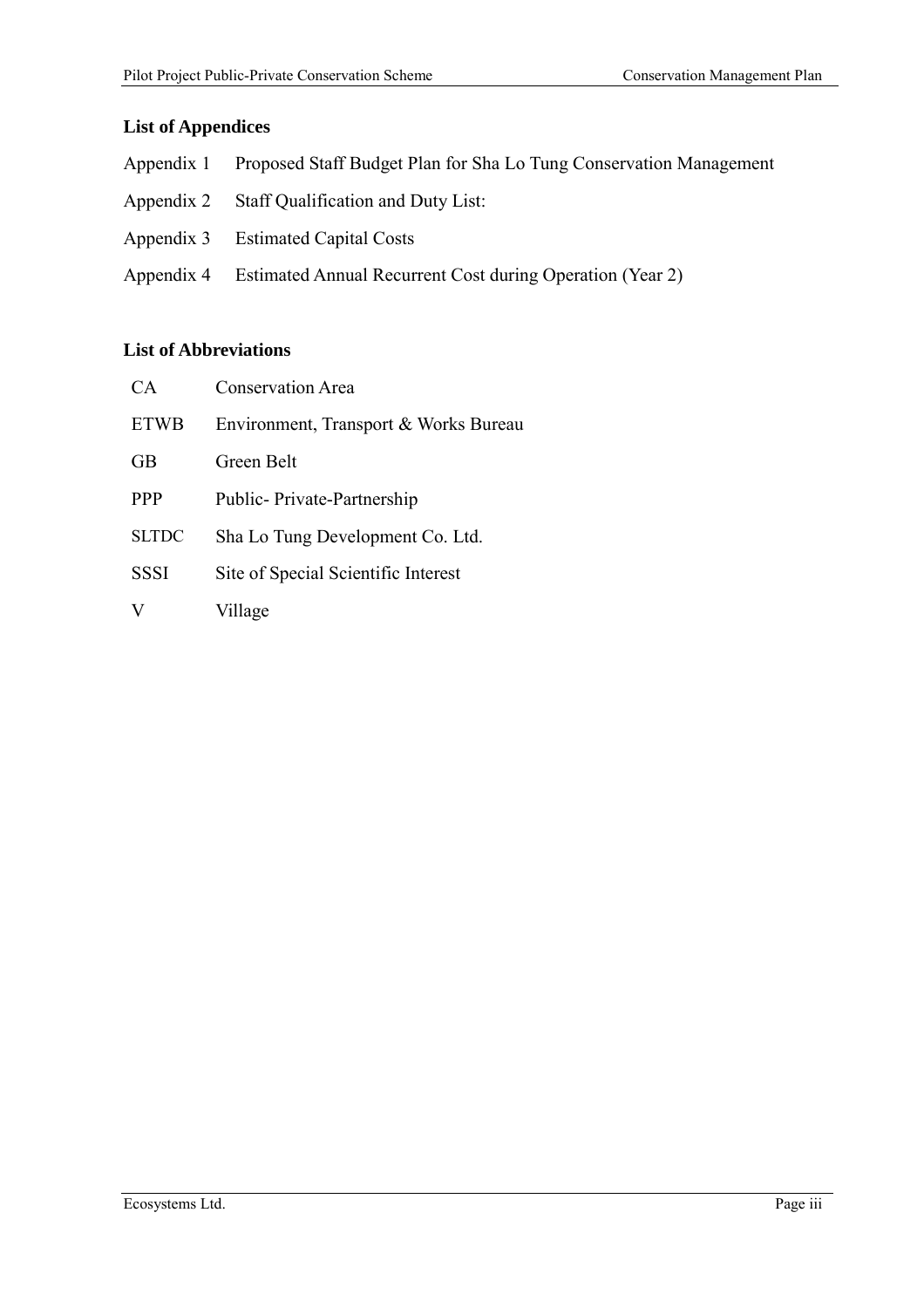## List of Appendices

| | |
|---|---|
| Appendix 1 | Proposed Staff Budget Plan for Sha Lo Tung Conservation Management |
| Appendix 2 | Staff Qualification and Duty List: |
| Appendix 3 | Estimated Capital Costs |
| Appendix 4 | Estimated Annual Recurrent Cost during Operation (Year 2) |

## List of Abbreviations

| | |
|---|---|
| CA | Conservation Area |
| ETWB | Environment, Transport & Works Bureau |
| GB | Green Belt |
| PPP | Public- Private-Partnership |
| SLTDC | Sha Lo Tung Development Co. Ltd. |
| SSSI | Site of Special Scientific Interest |
| V | Village |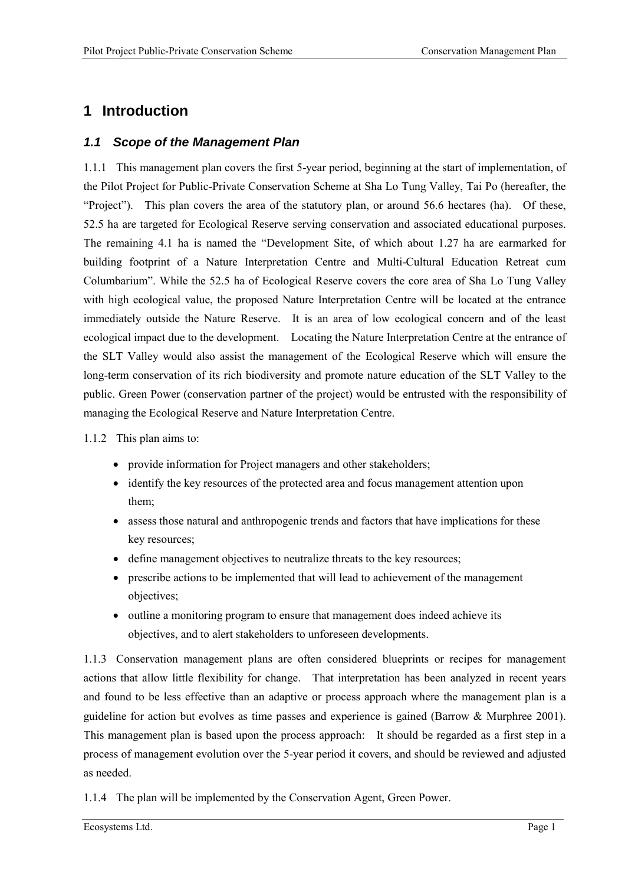# 1 Introduction

## *1.1 Scope of the Management Plan*

1.1.1 This management plan covers the first 5-year period, beginning at the start of implementation, of the Pilot Project for Public-Private Conservation Scheme at Sha Lo Tung Valley, Tai Po (hereafter, the "Project"). This plan covers the area of the statutory plan, or around 56.6 hectares (ha). Of these, 52.5 ha are targeted for Ecological Reserve serving conservation and associated educational purposes. The remaining 4.1 ha is named the "Development Site, of which about 1.27 ha are earmarked for building footprint of a Nature Interpretation Centre and Multi-Cultural Education Retreat cum Columbarium". While the 52.5 ha of Ecological Reserve covers the core area of Sha Lo Tung Valley with high ecological value, the proposed Nature Interpretation Centre will be located at the entrance immediately outside the Nature Reserve. It is an area of low ecological concern and of the least ecological impact due to the development. Locating the Nature Interpretation Centre at the entrance of the SLT Valley would also assist the management of the Ecological Reserve which will ensure the long-term conservation of its rich biodiversity and promote nature education of the SLT Valley to the public. Green Power (conservation partner of the project) would be entrusted with the responsibility of managing the Ecological Reserve and Nature Interpretation Centre.

1.1.2 This plan aims to:

- provide information for Project managers and other stakeholders;
- identify the key resources of the protected area and focus management attention upon them;
- assess those natural and anthropogenic trends and factors that have implications for these key resources;
- define management objectives to neutralize threats to the key resources;
- prescribe actions to be implemented that will lead to achievement of the management objectives;
- outline a monitoring program to ensure that management does indeed achieve its objectives, and to alert stakeholders to unforeseen developments.

1.1.3 Conservation management plans are often considered blueprints or recipes for management actions that allow little flexibility for change. That interpretation has been analyzed in recent years and found to be less effective than an adaptive or process approach where the management plan is a guideline for action but evolves as time passes and experience is gained (Barrow & Murphree 2001). This management plan is based upon the process approach: It should be regarded as a first step in a process of management evolution over the 5-year period it covers, and should be reviewed and adjusted as needed.

1.1.4 The plan will be implemented by the Conservation Agent, Green Power.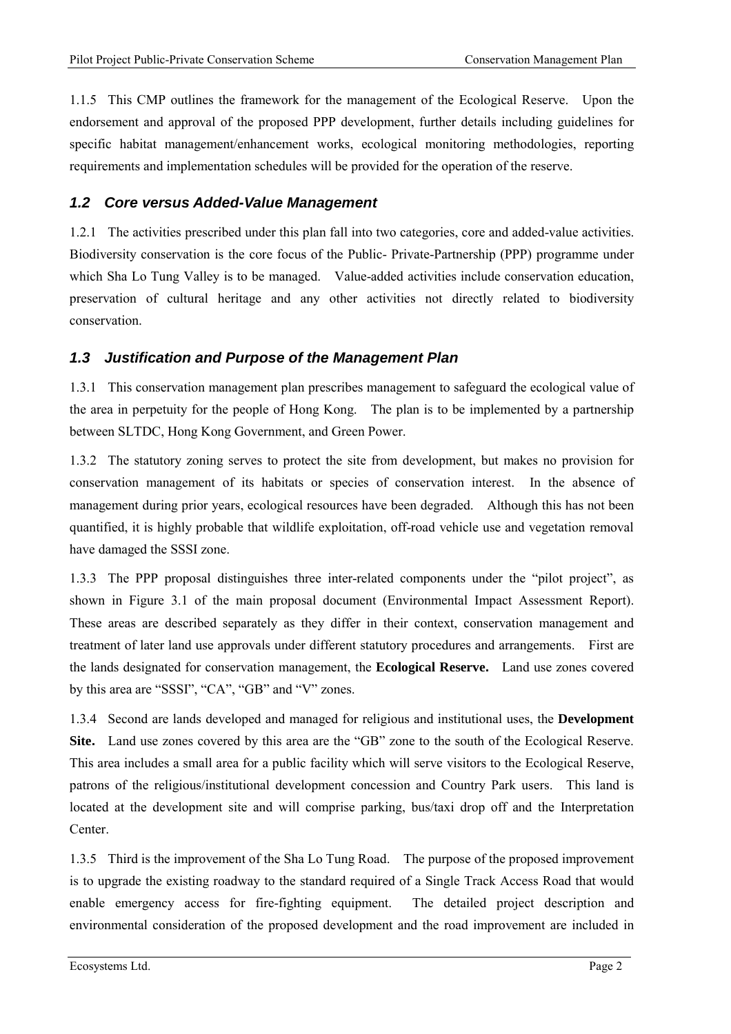1.1.5 This CMP outlines the framework for the management of the Ecological Reserve. Upon the endorsement and approval of the proposed PPP development, further details including guidelines for specific habitat management/enhancement works, ecological monitoring methodologies, reporting requirements and implementation schedules will be provided for the operation of the reserve.

### *1.2 Core versus Added-Value Management*

1.2.1 The activities prescribed under this plan fall into two categories, core and added-value activities. Biodiversity conservation is the core focus of the Public- Private-Partnership (PPP) programme under which Sha Lo Tung Valley is to be managed. Value-added activities include conservation education, preservation of cultural heritage and any other activities not directly related to biodiversity conservation.

### *1.3 Justification and Purpose of the Management Plan*

1.3.1 This conservation management plan prescribes management to safeguard the ecological value of the area in perpetuity for the people of Hong Kong. The plan is to be implemented by a partnership between SLTDC, Hong Kong Government, and Green Power.

1.3.2 The statutory zoning serves to protect the site from development, but makes no provision for conservation management of its habitats or species of conservation interest. In the absence of management during prior years, ecological resources have been degraded. Although this has not been quantified, it is highly probable that wildlife exploitation, off-road vehicle use and vegetation removal have damaged the SSSI zone.

1.3.3 The PPP proposal distinguishes three inter-related components under the "pilot project", as shown in Figure 3.1 of the main proposal document (Environmental Impact Assessment Report). These areas are described separately as they differ in their context, conservation management and treatment of later land use approvals under different statutory procedures and arrangements. First are the lands designated for conservation management, the **Ecological Reserve.** Land use zones covered by this area are "SSSI", "CA", "GB" and "V" zones.

1.3.4 Second are lands developed and managed for religious and institutional uses, the **Development Site.** Land use zones covered by this area are the "GB" zone to the south of the Ecological Reserve. This area includes a small area for a public facility which will serve visitors to the Ecological Reserve, patrons of the religious/institutional development concession and Country Park users. This land is located at the development site and will comprise parking, bus/taxi drop off and the Interpretation Center.

1.3.5 Third is the improvement of the Sha Lo Tung Road. The purpose of the proposed improvement is to upgrade the existing roadway to the standard required of a Single Track Access Road that would enable emergency access for fire-fighting equipment. The detailed project description and environmental consideration of the proposed development and the road improvement are included in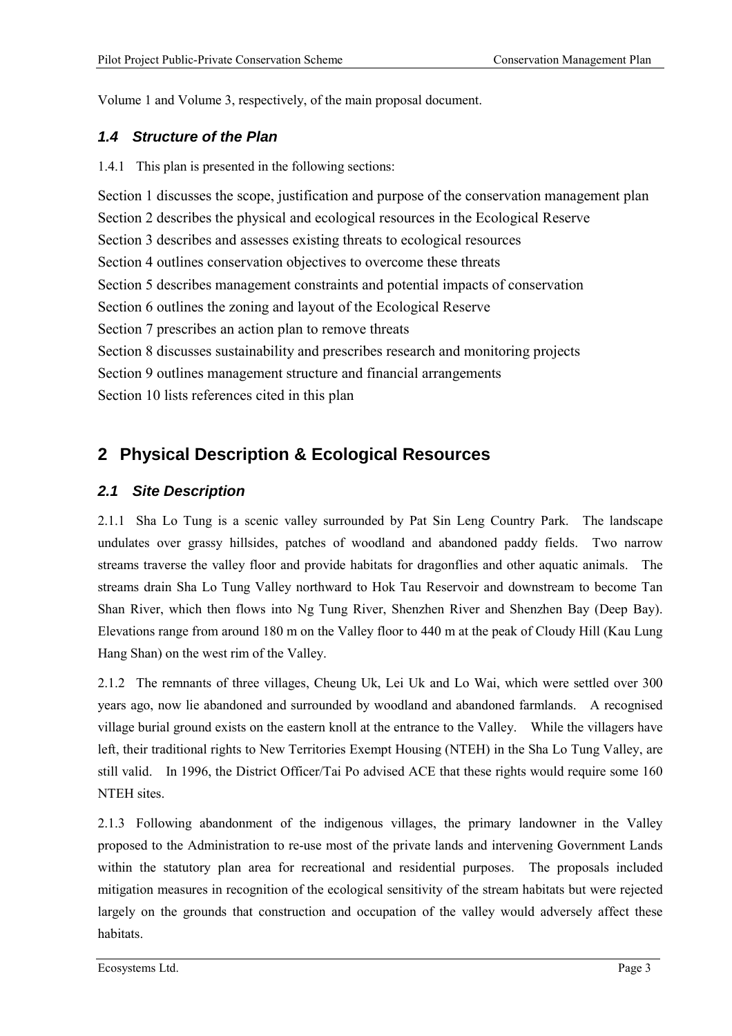Volume 1 and Volume 3, respectively, of the main proposal document.

### *1.4 Structure of the Plan*

1.4.1 This plan is presented in the following sections:

Section 1 discusses the scope, justification and purpose of the conservation management plan
Section 2 describes the physical and ecological resources in the Ecological Reserve
Section 3 describes and assesses existing threats to ecological resources
Section 4 outlines conservation objectives to overcome these threats
Section 5 describes management constraints and potential impacts of conservation
Section 6 outlines the zoning and layout of the Ecological Reserve
Section 7 prescribes an action plan to remove threats
Section 8 discusses sustainability and prescribes research and monitoring projects
Section 9 outlines management structure and financial arrangements
Section 10 lists references cited in this plan

## 2 Physical Description & Ecological Resources

### *2.1 Site Description*

2.1.1 Sha Lo Tung is a scenic valley surrounded by Pat Sin Leng Country Park. The landscape undulates over grassy hillsides, patches of woodland and abandoned paddy fields. Two narrow streams traverse the valley floor and provide habitats for dragonflies and other aquatic animals. The streams drain Sha Lo Tung Valley northward to Hok Tau Reservoir and downstream to become Tan Shan River, which then flows into Ng Tung River, Shenzhen River and Shenzhen Bay (Deep Bay). Elevations range from around 180 m on the Valley floor to 440 m at the peak of Cloudy Hill (Kau Lung Hang Shan) on the west rim of the Valley.

2.1.2 The remnants of three villages, Cheung Uk, Lei Uk and Lo Wai, which were settled over 300 years ago, now lie abandoned and surrounded by woodland and abandoned farmlands. A recognised village burial ground exists on the eastern knoll at the entrance to the Valley. While the villagers have left, their traditional rights to New Territories Exempt Housing (NTEH) in the Sha Lo Tung Valley, are still valid. In 1996, the District Officer/Tai Po advised ACE that these rights would require some 160 NTEH sites.

2.1.3 Following abandonment of the indigenous villages, the primary landowner in the Valley proposed to the Administration to re-use most of the private lands and intervening Government Lands within the statutory plan area for recreational and residential purposes. The proposals included mitigation measures in recognition of the ecological sensitivity of the stream habitats but were rejected largely on the grounds that construction and occupation of the valley would adversely affect these habitats.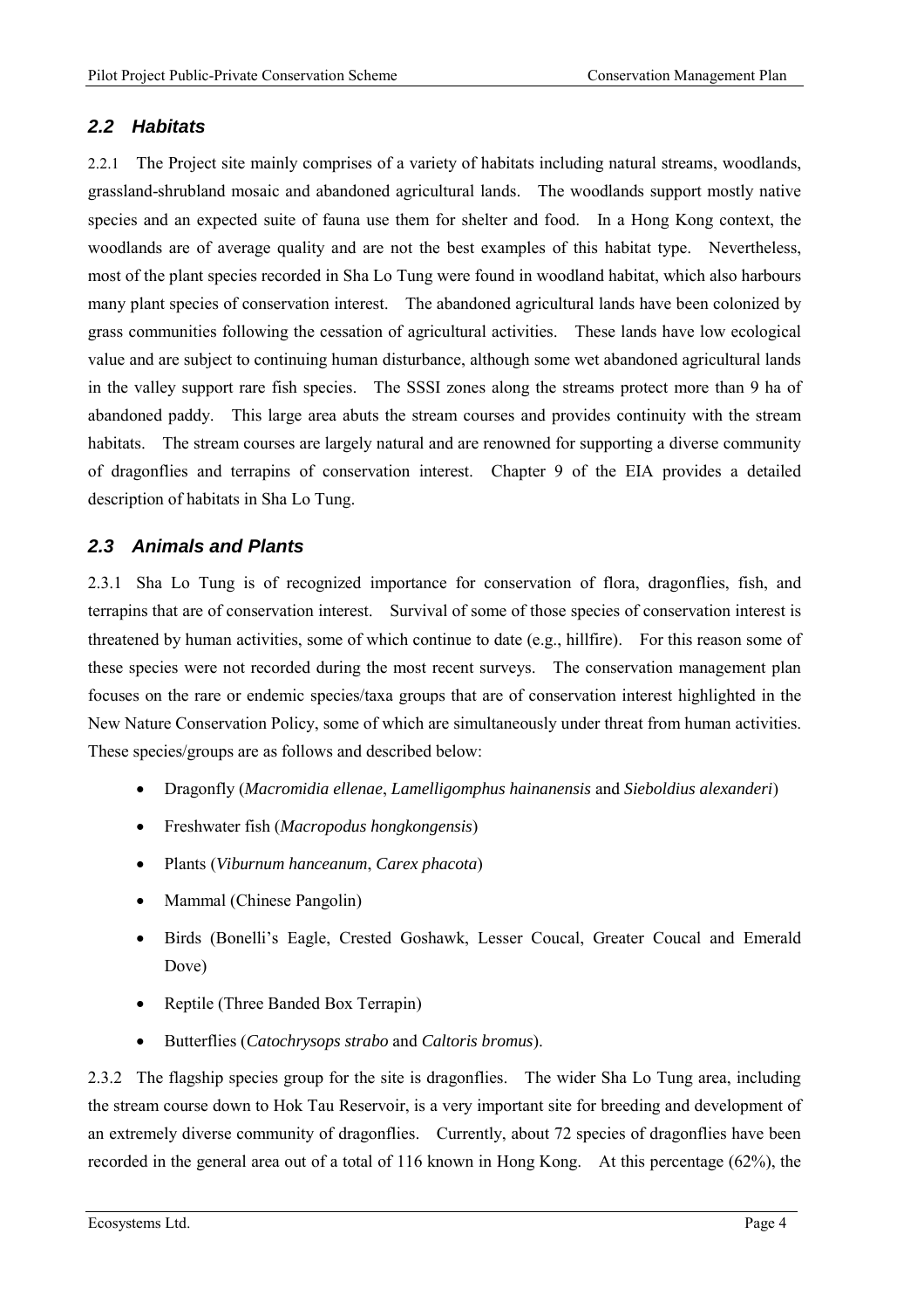## 2.2 Habitats

2.2.1 The Project site mainly comprises of a variety of habitats including natural streams, woodlands, grassland-shrubland mosaic and abandoned agricultural lands. The woodlands support mostly native species and an expected suite of fauna use them for shelter and food. In a Hong Kong context, the woodlands are of average quality and are not the best examples of this habitat type. Nevertheless, most of the plant species recorded in Sha Lo Tung were found in woodland habitat, which also harbours many plant species of conservation interest. The abandoned agricultural lands have been colonized by grass communities following the cessation of agricultural activities. These lands have low ecological value and are subject to continuing human disturbance, although some wet abandoned agricultural lands in the valley support rare fish species. The SSSI zones along the streams protect more than 9 ha of abandoned paddy. This large area abuts the stream courses and provides continuity with the stream habitats. The stream courses are largely natural and are renowned for supporting a diverse community of dragonflies and terrapins of conservation interest. Chapter 9 of the EIA provides a detailed description of habitats in Sha Lo Tung.

## 2.3 Animals and Plants

2.3.1 Sha Lo Tung is of recognized importance for conservation of flora, dragonflies, fish, and terrapins that are of conservation interest. Survival of some of those species of conservation interest is threatened by human activities, some of which continue to date (e.g., hillfire). For this reason some of these species were not recorded during the most recent surveys. The conservation management plan focuses on the rare or endemic species/taxa groups that are of conservation interest highlighted in the New Nature Conservation Policy, some of which are simultaneously under threat from human activities. These species/groups are as follows and described below:

- Dragonfly (*Macromidia ellenae*, *Lamelligomphus hainanensis* and *Sieboldius alexanderi*)
- Freshwater fish (*Macropodus hongkongensis*)
- Plants (*Viburnum hanceanum*, *Carex phacota*)
- Mammal (Chinese Pangolin)
- Birds (Bonelli's Eagle, Crested Goshawk, Lesser Coucal, Greater Coucal and Emerald Dove)
- Reptile (Three Banded Box Terrapin)
- Butterflies (*Catochrysops strabo* and *Caltoris bromus*).

2.3.2 The flagship species group for the site is dragonflies. The wider Sha Lo Tung area, including the stream course down to Hok Tau Reservoir, is a very important site for breeding and development of an extremely diverse community of dragonflies. Currently, about 72 species of dragonflies have been recorded in the general area out of a total of 116 known in Hong Kong. At this percentage (62%), the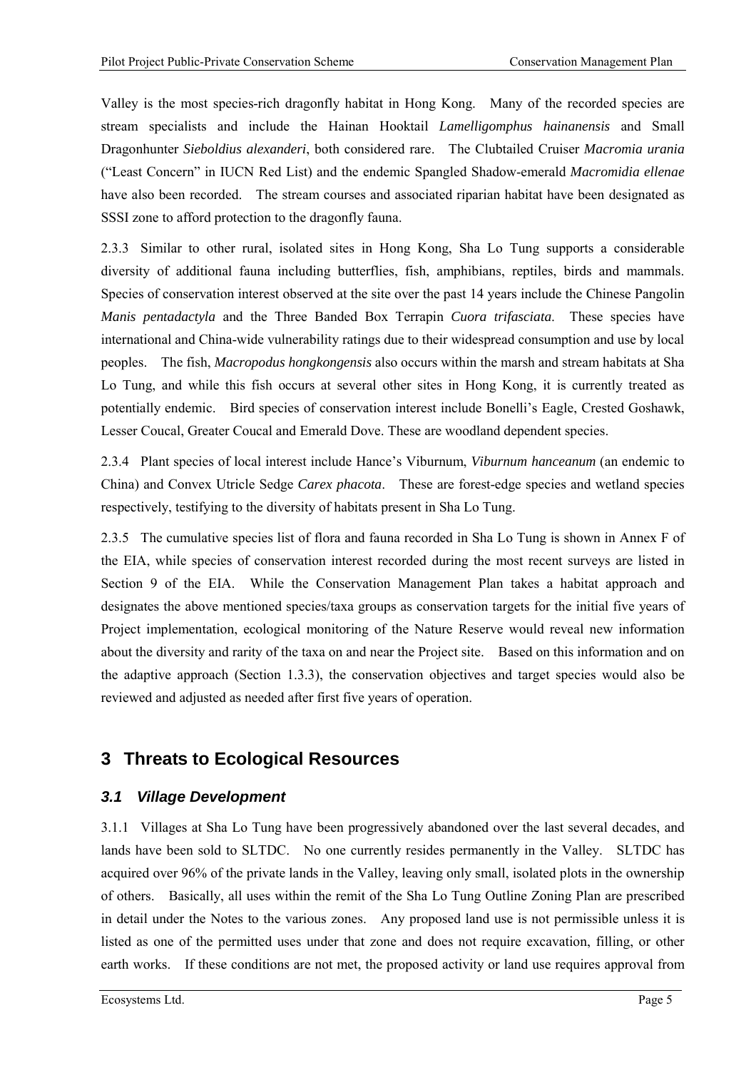Valley is the most species-rich dragonfly habitat in Hong Kong. Many of the recorded species are stream specialists and include the Hainan Hooktail *Lamelligomphus hainanensis* and Small Dragonhunter *Sieboldius alexanderi*, both considered rare. The Clubtailed Cruiser *Macromia urania* ("Least Concern" in IUCN Red List) and the endemic Spangled Shadow-emerald *Macromidia ellenae* have also been recorded. The stream courses and associated riparian habitat have been designated as SSSI zone to afford protection to the dragonfly fauna.

2.3.3 Similar to other rural, isolated sites in Hong Kong, Sha Lo Tung supports a considerable diversity of additional fauna including butterflies, fish, amphibians, reptiles, birds and mammals. Species of conservation interest observed at the site over the past 14 years include the Chinese Pangolin *Manis pentadactyla* and the Three Banded Box Terrapin *Cuora trifasciata*. These species have international and China-wide vulnerability ratings due to their widespread consumption and use by local peoples. The fish, *Macropodus hongkongensis* also occurs within the marsh and stream habitats at Sha Lo Tung, and while this fish occurs at several other sites in Hong Kong, it is currently treated as potentially endemic. Bird species of conservation interest include Bonelli's Eagle, Crested Goshawk, Lesser Coucal, Greater Coucal and Emerald Dove. These are woodland dependent species.

2.3.4 Plant species of local interest include Hance's Viburnum, *Viburnum hanceanum* (an endemic to China) and Convex Utricle Sedge *Carex phacota*. These are forest-edge species and wetland species respectively, testifying to the diversity of habitats present in Sha Lo Tung.

2.3.5 The cumulative species list of flora and fauna recorded in Sha Lo Tung is shown in Annex F of the EIA, while species of conservation interest recorded during the most recent surveys are listed in Section 9 of the EIA. While the Conservation Management Plan takes a habitat approach and designates the above mentioned species/taxa groups as conservation targets for the initial five years of Project implementation, ecological monitoring of the Nature Reserve would reveal new information about the diversity and rarity of the taxa on and near the Project site. Based on this information and on the adaptive approach (Section 1.3.3), the conservation objectives and target species would also be reviewed and adjusted as needed after first five years of operation.

# 3 Threats to Ecological Resources

## *3.1 Village Development*

3.1.1 Villages at Sha Lo Tung have been progressively abandoned over the last several decades, and lands have been sold to SLTDC. No one currently resides permanently in the Valley. SLTDC has acquired over 96% of the private lands in the Valley, leaving only small, isolated plots in the ownership of others. Basically, all uses within the remit of the Sha Lo Tung Outline Zoning Plan are prescribed in detail under the Notes to the various zones. Any proposed land use is not permissible unless it is listed as one of the permitted uses under that zone and does not require excavation, filling, or other earth works. If these conditions are not met, the proposed activity or land use requires approval from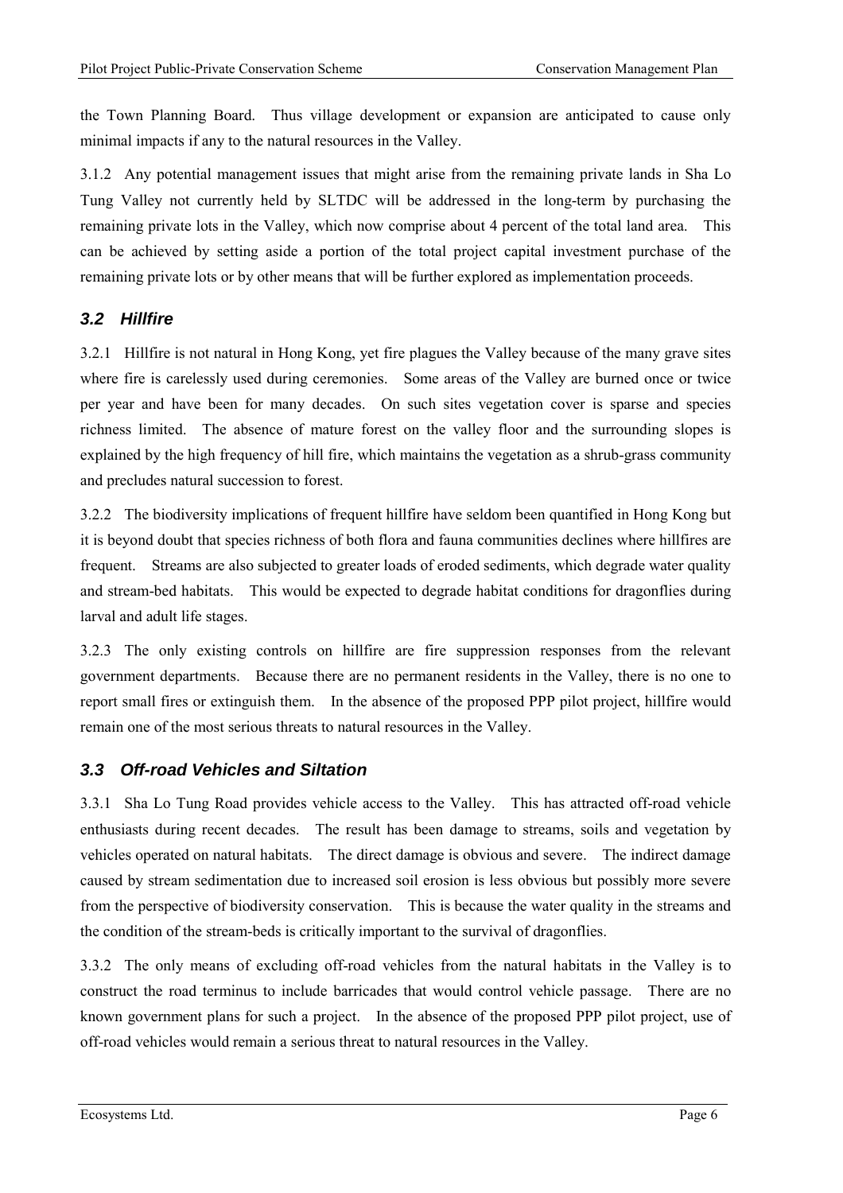the Town Planning Board. Thus village development or expansion are anticipated to cause only minimal impacts if any to the natural resources in the Valley.

3.1.2 Any potential management issues that might arise from the remaining private lands in Sha Lo Tung Valley not currently held by SLTDC will be addressed in the long-term by purchasing the remaining private lots in the Valley, which now comprise about 4 percent of the total land area. This can be achieved by setting aside a portion of the total project capital investment purchase of the remaining private lots or by other means that will be further explored as implementation proceeds.

### *3.2 Hillfire*

3.2.1 Hillfire is not natural in Hong Kong, yet fire plagues the Valley because of the many grave sites where fire is carelessly used during ceremonies. Some areas of the Valley are burned once or twice per year and have been for many decades. On such sites vegetation cover is sparse and species richness limited. The absence of mature forest on the valley floor and the surrounding slopes is explained by the high frequency of hill fire, which maintains the vegetation as a shrub-grass community and precludes natural succession to forest.

3.2.2 The biodiversity implications of frequent hillfire have seldom been quantified in Hong Kong but it is beyond doubt that species richness of both flora and fauna communities declines where hillfires are frequent. Streams are also subjected to greater loads of eroded sediments, which degrade water quality and stream-bed habitats. This would be expected to degrade habitat conditions for dragonflies during larval and adult life stages.

3.2.3 The only existing controls on hillfire are fire suppression responses from the relevant government departments. Because there are no permanent residents in the Valley, there is no one to report small fires or extinguish them. In the absence of the proposed PPP pilot project, hillfire would remain one of the most serious threats to natural resources in the Valley.

### *3.3 Off-road Vehicles and Siltation*

3.3.1 Sha Lo Tung Road provides vehicle access to the Valley. This has attracted off-road vehicle enthusiasts during recent decades. The result has been damage to streams, soils and vegetation by vehicles operated on natural habitats. The direct damage is obvious and severe. The indirect damage caused by stream sedimentation due to increased soil erosion is less obvious but possibly more severe from the perspective of biodiversity conservation. This is because the water quality in the streams and the condition of the stream-beds is critically important to the survival of dragonflies.

3.3.2 The only means of excluding off-road vehicles from the natural habitats in the Valley is to construct the road terminus to include barricades that would control vehicle passage. There are no known government plans for such a project. In the absence of the proposed PPP pilot project, use of off-road vehicles would remain a serious threat to natural resources in the Valley.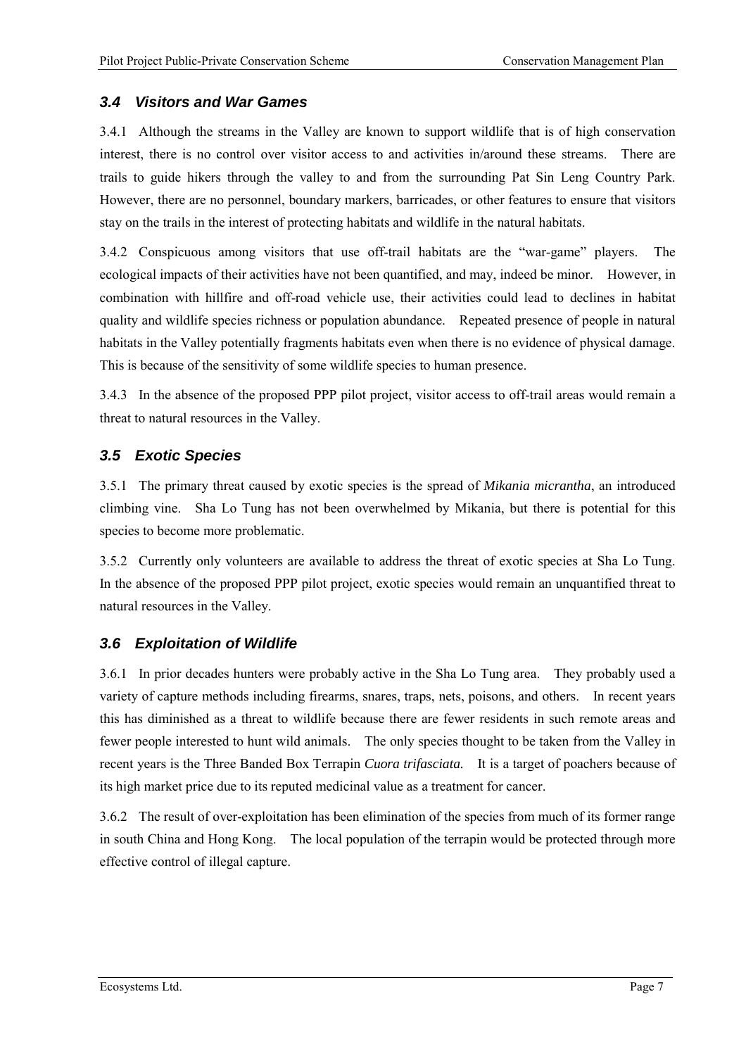### *3.4 Visitors and War Games*

3.4.1 Although the streams in the Valley are known to support wildlife that is of high conservation interest, there is no control over visitor access to and activities in/around these streams. There are trails to guide hikers through the valley to and from the surrounding Pat Sin Leng Country Park. However, there are no personnel, boundary markers, barricades, or other features to ensure that visitors stay on the trails in the interest of protecting habitats and wildlife in the natural habitats.

3.4.2 Conspicuous among visitors that use off-trail habitats are the "war-game" players. The ecological impacts of their activities have not been quantified, and may, indeed be minor. However, in combination with hillfire and off-road vehicle use, their activities could lead to declines in habitat quality and wildlife species richness or population abundance. Repeated presence of people in natural habitats in the Valley potentially fragments habitats even when there is no evidence of physical damage. This is because of the sensitivity of some wildlife species to human presence.

3.4.3 In the absence of the proposed PPP pilot project, visitor access to off-trail areas would remain a threat to natural resources in the Valley.

### *3.5 Exotic Species*

3.5.1 The primary threat caused by exotic species is the spread of *Mikania micrantha*, an introduced climbing vine. Sha Lo Tung has not been overwhelmed by Mikania, but there is potential for this species to become more problematic.

3.5.2 Currently only volunteers are available to address the threat of exotic species at Sha Lo Tung. In the absence of the proposed PPP pilot project, exotic species would remain an unquantified threat to natural resources in the Valley.

### *3.6 Exploitation of Wildlife*

3.6.1 In prior decades hunters were probably active in the Sha Lo Tung area. They probably used a variety of capture methods including firearms, snares, traps, nets, poisons, and others. In recent years this has diminished as a threat to wildlife because there are fewer residents in such remote areas and fewer people interested to hunt wild animals. The only species thought to be taken from the Valley in recent years is the Three Banded Box Terrapin ***Cuora trifasciata.*** It is a target of poachers because of its high market price due to its reputed medicinal value as a treatment for cancer.

3.6.2 The result of over-exploitation has been elimination of the species from much of its former range in south China and Hong Kong. The local population of the terrapin would be protected through more effective control of illegal capture.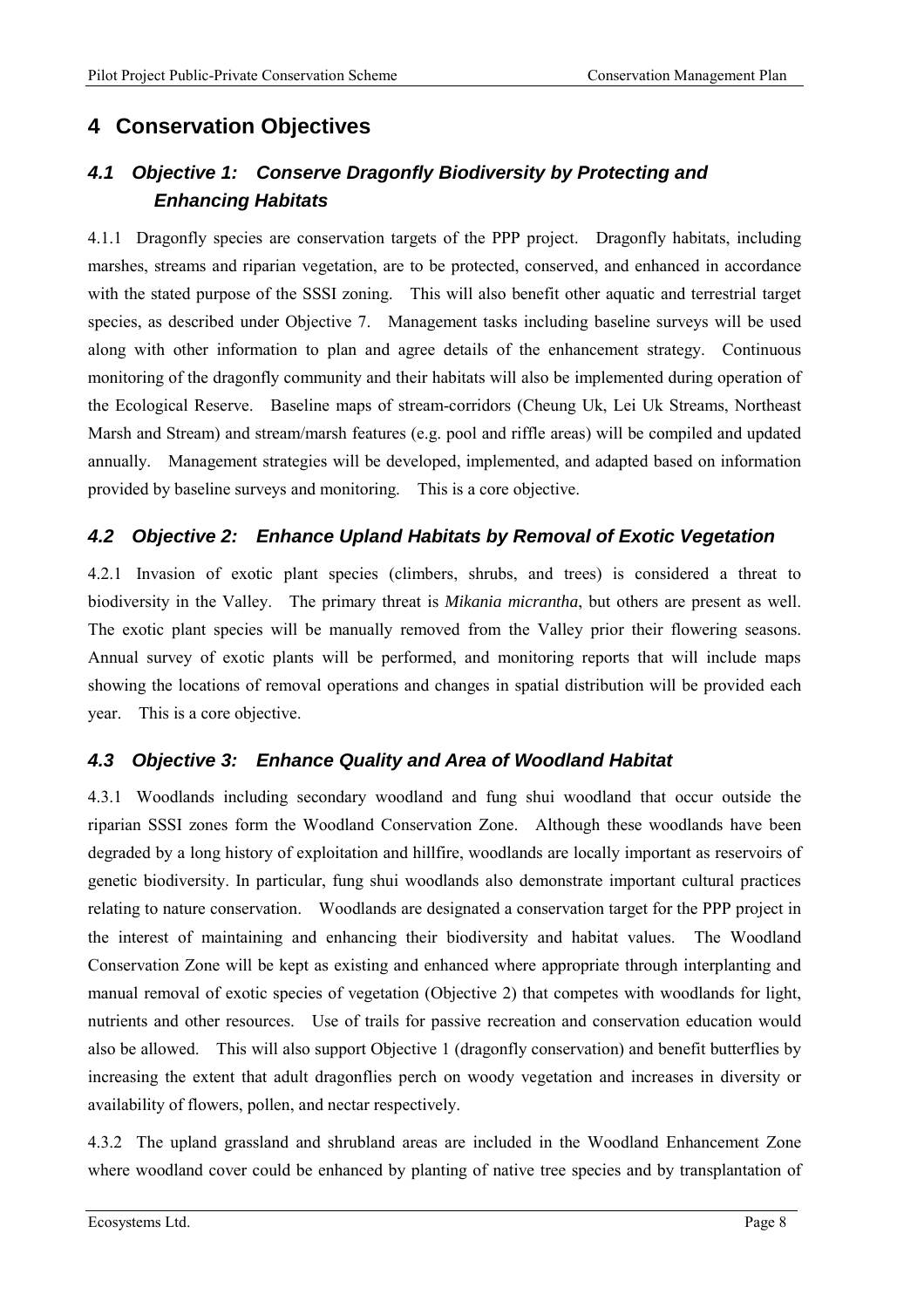# 4 Conservation Objectives

## 4.1 Objective 1: Conserve Dragonfly Biodiversity by Protecting and Enhancing Habitats

4.1.1 Dragonfly species are conservation targets of the PPP project. Dragonfly habitats, including marshes, streams and riparian vegetation, are to be protected, conserved, and enhanced in accordance with the stated purpose of the SSSI zoning. This will also benefit other aquatic and terrestrial target species, as described under Objective 7. Management tasks including baseline surveys will be used along with other information to plan and agree details of the enhancement strategy. Continuous monitoring of the dragonfly community and their habitats will also be implemented during operation of the Ecological Reserve. Baseline maps of stream-corridors (Cheung Uk, Lei Uk Streams, Northeast Marsh and Stream) and stream/marsh features (e.g. pool and riffle areas) will be compiled and updated annually. Management strategies will be developed, implemented, and adapted based on information provided by baseline surveys and monitoring. This is a core objective.

## 4.2 Objective 2: Enhance Upland Habitats by Removal of Exotic Vegetation

4.2.1 Invasion of exotic plant species (climbers, shrubs, and trees) is considered a threat to biodiversity in the Valley. The primary threat is *Mikania micrantha*, but others are present as well. The exotic plant species will be manually removed from the Valley prior their flowering seasons. Annual survey of exotic plants will be performed, and monitoring reports that will include maps showing the locations of removal operations and changes in spatial distribution will be provided each year. This is a core objective.

## 4.3 Objective 3: Enhance Quality and Area of Woodland Habitat

4.3.1 Woodlands including secondary woodland and fung shui woodland that occur outside the riparian SSSI zones form the Woodland Conservation Zone. Although these woodlands have been degraded by a long history of exploitation and hillfire, woodlands are locally important as reservoirs of genetic biodiversity. In particular, fung shui woodlands also demonstrate important cultural practices relating to nature conservation. Woodlands are designated a conservation target for the PPP project in the interest of maintaining and enhancing their biodiversity and habitat values. The Woodland Conservation Zone will be kept as existing and enhanced where appropriate through interplanting and manual removal of exotic species of vegetation (Objective 2) that competes with woodlands for light, nutrients and other resources. Use of trails for passive recreation and conservation education would also be allowed. This will also support Objective 1 (dragonfly conservation) and benefit butterflies by increasing the extent that adult dragonflies perch on woody vegetation and increases in diversity or availability of flowers, pollen, and nectar respectively.

4.3.2 The upland grassland and shrubland areas are included in the Woodland Enhancement Zone where woodland cover could be enhanced by planting of native tree species and by transplantation of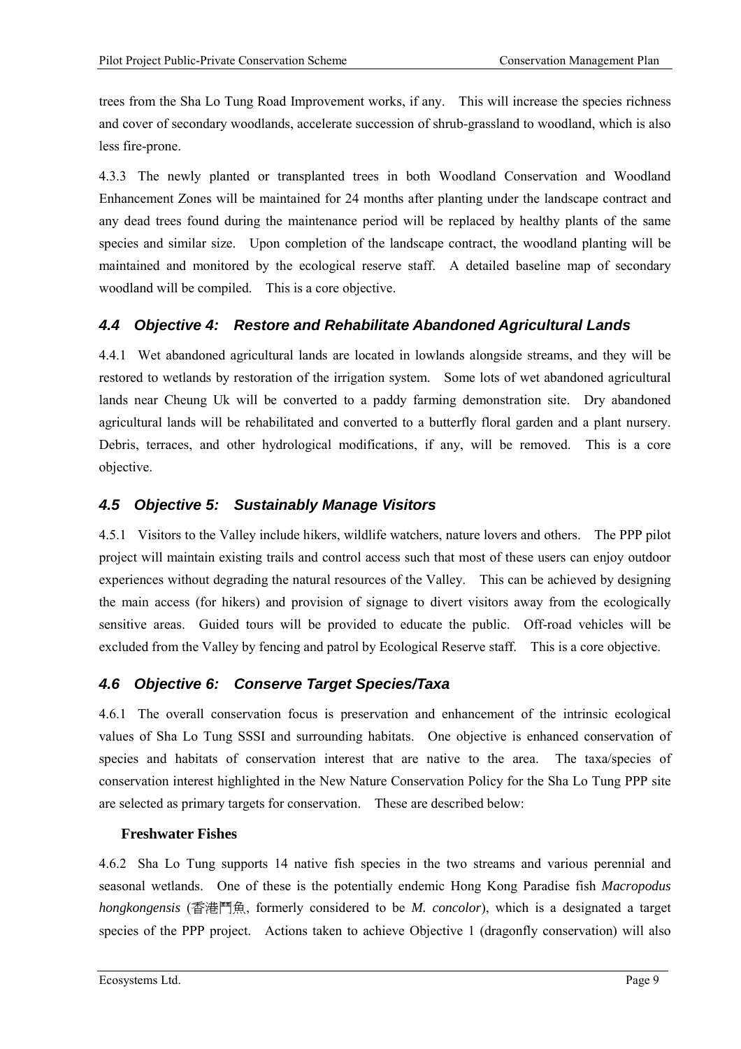trees from the Sha Lo Tung Road Improvement works, if any. This will increase the species richness and cover of secondary woodlands, accelerate succession of shrub-grassland to woodland, which is also less fire-prone.

4.3.3 The newly planted or transplanted trees in both Woodland Conservation and Woodland Enhancement Zones will be maintained for 24 months after planting under the landscape contract and any dead trees found during the maintenance period will be replaced by healthy plants of the same species and similar size. Upon completion of the landscape contract, the woodland planting will be maintained and monitored by the ecological reserve staff. A detailed baseline map of secondary woodland will be compiled. This is a core objective.

## *4.4 Objective 4: Restore and Rehabilitate Abandoned Agricultural Lands*

4.4.1 Wet abandoned agricultural lands are located in lowlands alongside streams, and they will be restored to wetlands by restoration of the irrigation system. Some lots of wet abandoned agricultural lands near Cheung Uk will be converted to a paddy farming demonstration site. Dry abandoned agricultural lands will be rehabilitated and converted to a butterfly floral garden and a plant nursery. Debris, terraces, and other hydrological modifications, if any, will be removed. This is a core objective.

## *4.5 Objective 5: Sustainably Manage Visitors*

4.5.1 Visitors to the Valley include hikers, wildlife watchers, nature lovers and others. The PPP pilot project will maintain existing trails and control access such that most of these users can enjoy outdoor experiences without degrading the natural resources of the Valley. This can be achieved by designing the main access (for hikers) and provision of signage to divert visitors away from the ecologically sensitive areas. Guided tours will be provided to educate the public. Off-road vehicles will be excluded from the Valley by fencing and patrol by Ecological Reserve staff. This is a core objective.

## *4.6 Objective 6: Conserve Target Species/Taxa*

4.6.1 The overall conservation focus is preservation and enhancement of the intrinsic ecological values of Sha Lo Tung SSSI and surrounding habitats. One objective is enhanced conservation of species and habitats of conservation interest that are native to the area. The taxa/species of conservation interest highlighted in the New Nature Conservation Policy for the Sha Lo Tung PPP site are selected as primary targets for conservation. These are described below:

**Freshwater Fishes**

4.6.2 Sha Lo Tung supports 14 native fish species in the two streams and various perennial and seasonal wetlands. One of these is the potentially endemic Hong Kong Paradise fish *Macropodus hongkongensis* (香港鬥魚, formerly considered to be *M. concolor*), which is a designated a target species of the PPP project. Actions taken to achieve Objective 1 (dragonfly conservation) will also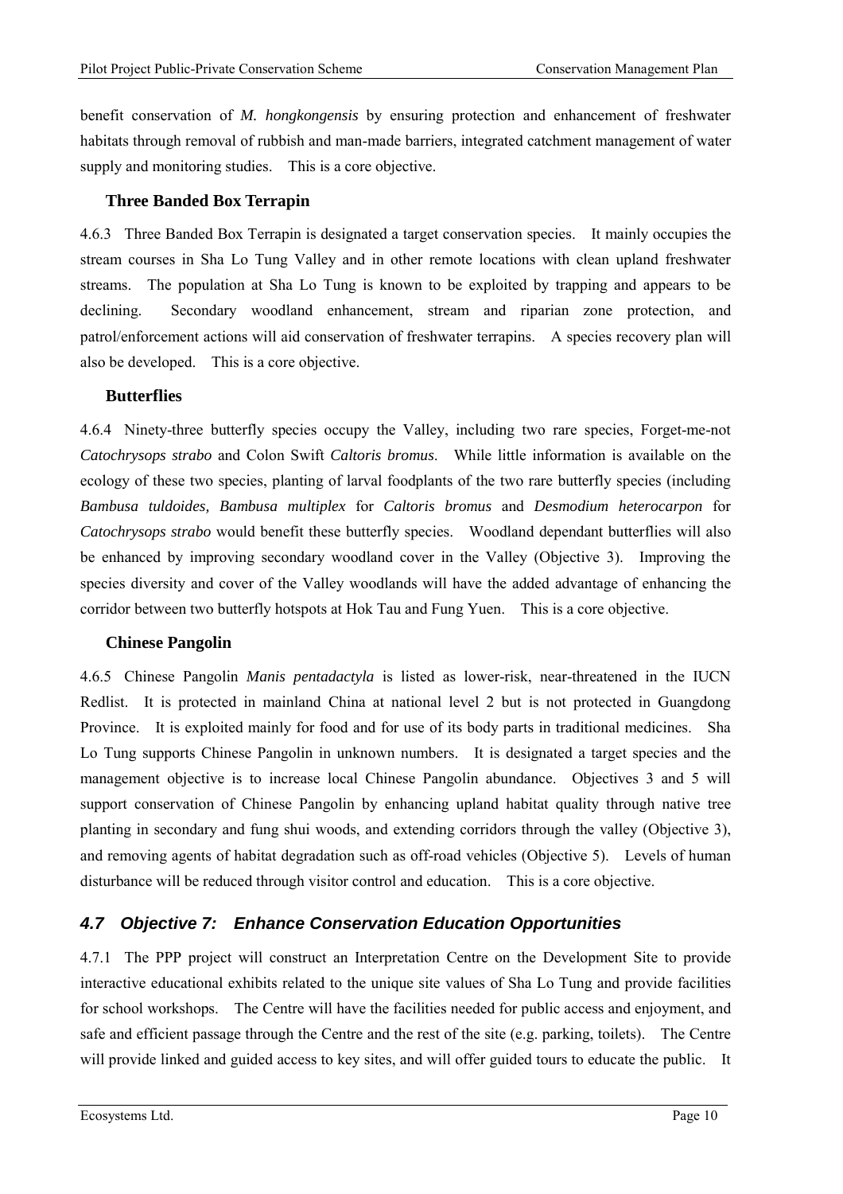benefit conservation of *M. hongkongensis* by ensuring protection and enhancement of freshwater habitats through removal of rubbish and man-made barriers, integrated catchment management of water supply and monitoring studies. This is a core objective.

**Three Banded Box Terrapin**

4.6.3 Three Banded Box Terrapin is designated a target conservation species. It mainly occupies the stream courses in Sha Lo Tung Valley and in other remote locations with clean upland freshwater streams. The population at Sha Lo Tung is known to be exploited by trapping and appears to be declining. Secondary woodland enhancement, stream and riparian zone protection, and patrol/enforcement actions will aid conservation of freshwater terrapins. A species recovery plan will also be developed. This is a core objective.

**Butterflies**

4.6.4 Ninety-three butterfly species occupy the Valley, including two rare species, Forget-me-not *Catochrysops strabo* and Colon Swift *Caltoris bromus*. While little information is available on the ecology of these two species, planting of larval foodplants of the two rare butterfly species (including *Bambusa tuldoides, Bambusa multiplex* for *Caltoris bromus* and *Desmodium heterocarpon* for *Catochrysops strabo* would benefit these butterfly species. Woodland dependant butterflies will also be enhanced by improving secondary woodland cover in the Valley (Objective 3). Improving the species diversity and cover of the Valley woodlands will have the added advantage of enhancing the corridor between two butterfly hotspots at Hok Tau and Fung Yuen. This is a core objective.

**Chinese Pangolin**

4.6.5 Chinese Pangolin *Manis pentadactyla* is listed as lower-risk, near-threatened in the IUCN Redlist. It is protected in mainland China at national level 2 but is not protected in Guangdong Province. It is exploited mainly for food and for use of its body parts in traditional medicines. Sha Lo Tung supports Chinese Pangolin in unknown numbers. It is designated a target species and the management objective is to increase local Chinese Pangolin abundance. Objectives 3 and 5 will support conservation of Chinese Pangolin by enhancing upland habitat quality through native tree planting in secondary and fung shui woods, and extending corridors through the valley (Objective 3), and removing agents of habitat degradation such as off-road vehicles (Objective 5). Levels of human disturbance will be reduced through visitor control and education. This is a core objective.

## *4.7 Objective 7: Enhance Conservation Education Opportunities*

4.7.1 The PPP project will construct an Interpretation Centre on the Development Site to provide interactive educational exhibits related to the unique site values of Sha Lo Tung and provide facilities for school workshops. The Centre will have the facilities needed for public access and enjoyment, and safe and efficient passage through the Centre and the rest of the site (e.g. parking, toilets). The Centre will provide linked and guided access to key sites, and will offer guided tours to educate the public. It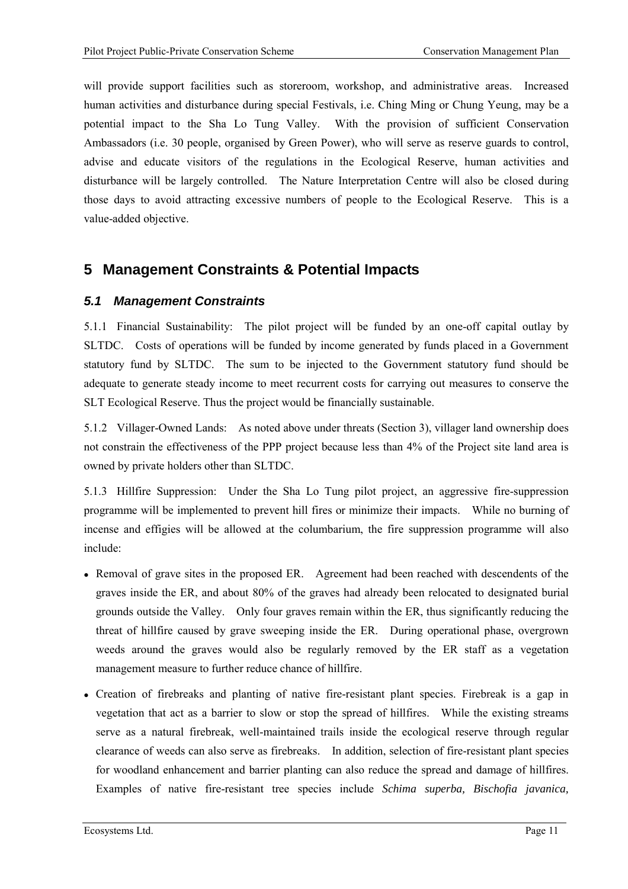will provide support facilities such as storeroom, workshop, and administrative areas. Increased human activities and disturbance during special Festivals, i.e. Ching Ming or Chung Yeung, may be a potential impact to the Sha Lo Tung Valley. With the provision of sufficient Conservation Ambassadors (i.e. 30 people, organised by Green Power), who will serve as reserve guards to control, advise and educate visitors of the regulations in the Ecological Reserve, human activities and disturbance will be largely controlled. The Nature Interpretation Centre will also be closed during those days to avoid attracting excessive numbers of people to the Ecological Reserve. This is a value-added objective.

# 5 Management Constraints & Potential Impacts

## *5.1 Management Constraints*

5.1.1 Financial Sustainability: The pilot project will be funded by an one-off capital outlay by SLTDC. Costs of operations will be funded by income generated by funds placed in a Government statutory fund by SLTDC. The sum to be injected to the Government statutory fund should be adequate to generate steady income to meet recurrent costs for carrying out measures to conserve the SLT Ecological Reserve. Thus the project would be financially sustainable.

5.1.2 Villager-Owned Lands: As noted above under threats (Section 3), villager land ownership does not constrain the effectiveness of the PPP project because less than 4% of the Project site land area is owned by private holders other than SLTDC.

5.1.3 Hillfire Suppression: Under the Sha Lo Tung pilot project, an aggressive fire-suppression programme will be implemented to prevent hill fires or minimize their impacts. While no burning of incense and effigies will be allowed at the columbarium, the fire suppression programme will also include:

- Removal of grave sites in the proposed ER. Agreement had been reached with descendents of the graves inside the ER, and about 80% of the graves had already been relocated to designated burial grounds outside the Valley. Only four graves remain within the ER, thus significantly reducing the threat of hillfire caused by grave sweeping inside the ER. During operational phase, overgrown weeds around the graves would also be regularly removed by the ER staff as a vegetation management measure to further reduce chance of hillfire.
- Creation of firebreaks and planting of native fire-resistant plant species. Firebreak is a gap in vegetation that act as a barrier to slow or stop the spread of hillfires. While the existing streams serve as a natural firebreak, well-maintained trails inside the ecological reserve through regular clearance of weeds can also serve as firebreaks. In addition, selection of fire-resistant plant species for woodland enhancement and barrier planting can also reduce the spread and damage of hillfires. Examples of native fire-resistant tree species include *Schima superba, Bischofia javanica,*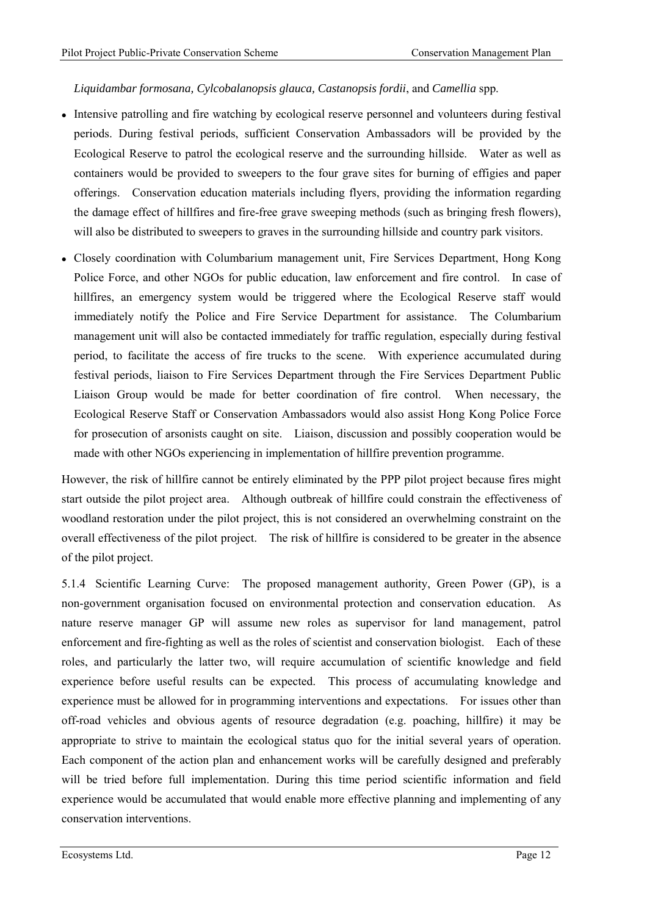*Liquidambar formosana, Cylcobalanopsis glauca, Castanopsis fordii*, and *Camellia* spp.

- Intensive patrolling and fire watching by ecological reserve personnel and volunteers during festival periods. During festival periods, sufficient Conservation Ambassadors will be provided by the Ecological Reserve to patrol the ecological reserve and the surrounding hillside. Water as well as containers would be provided to sweepers to the four grave sites for burning of effigies and paper offerings. Conservation education materials including flyers, providing the information regarding the damage effect of hillfires and fire-free grave sweeping methods (such as bringing fresh flowers), will also be distributed to sweepers to graves in the surrounding hillside and country park visitors.
- Closely coordination with Columbarium management unit, Fire Services Department, Hong Kong Police Force, and other NGOs for public education, law enforcement and fire control. In case of hillfires, an emergency system would be triggered where the Ecological Reserve staff would immediately notify the Police and Fire Service Department for assistance. The Columbarium management unit will also be contacted immediately for traffic regulation, especially during festival period, to facilitate the access of fire trucks to the scene. With experience accumulated during festival periods, liaison to Fire Services Department through the Fire Services Department Public Liaison Group would be made for better coordination of fire control. When necessary, the Ecological Reserve Staff or Conservation Ambassadors would also assist Hong Kong Police Force for prosecution of arsonists caught on site. Liaison, discussion and possibly cooperation would be made with other NGOs experiencing in implementation of hillfire prevention programme.

However, the risk of hillfire cannot be entirely eliminated by the PPP pilot project because fires might start outside the pilot project area. Although outbreak of hillfire could constrain the effectiveness of woodland restoration under the pilot project, this is not considered an overwhelming constraint on the overall effectiveness of the pilot project. The risk of hillfire is considered to be greater in the absence of the pilot project.

5.1.4 Scientific Learning Curve: The proposed management authority, Green Power (GP), is a non-government organisation focused on environmental protection and conservation education. As nature reserve manager GP will assume new roles as supervisor for land management, patrol enforcement and fire-fighting as well as the roles of scientist and conservation biologist. Each of these roles, and particularly the latter two, will require accumulation of scientific knowledge and field experience before useful results can be expected. This process of accumulating knowledge and experience must be allowed for in programming interventions and expectations. For issues other than off-road vehicles and obvious agents of resource degradation (e.g. poaching, hillfire) it may be appropriate to strive to maintain the ecological status quo for the initial several years of operation. Each component of the action plan and enhancement works will be carefully designed and preferably will be tried before full implementation. During this time period scientific information and field experience would be accumulated that would enable more effective planning and implementing of any conservation interventions.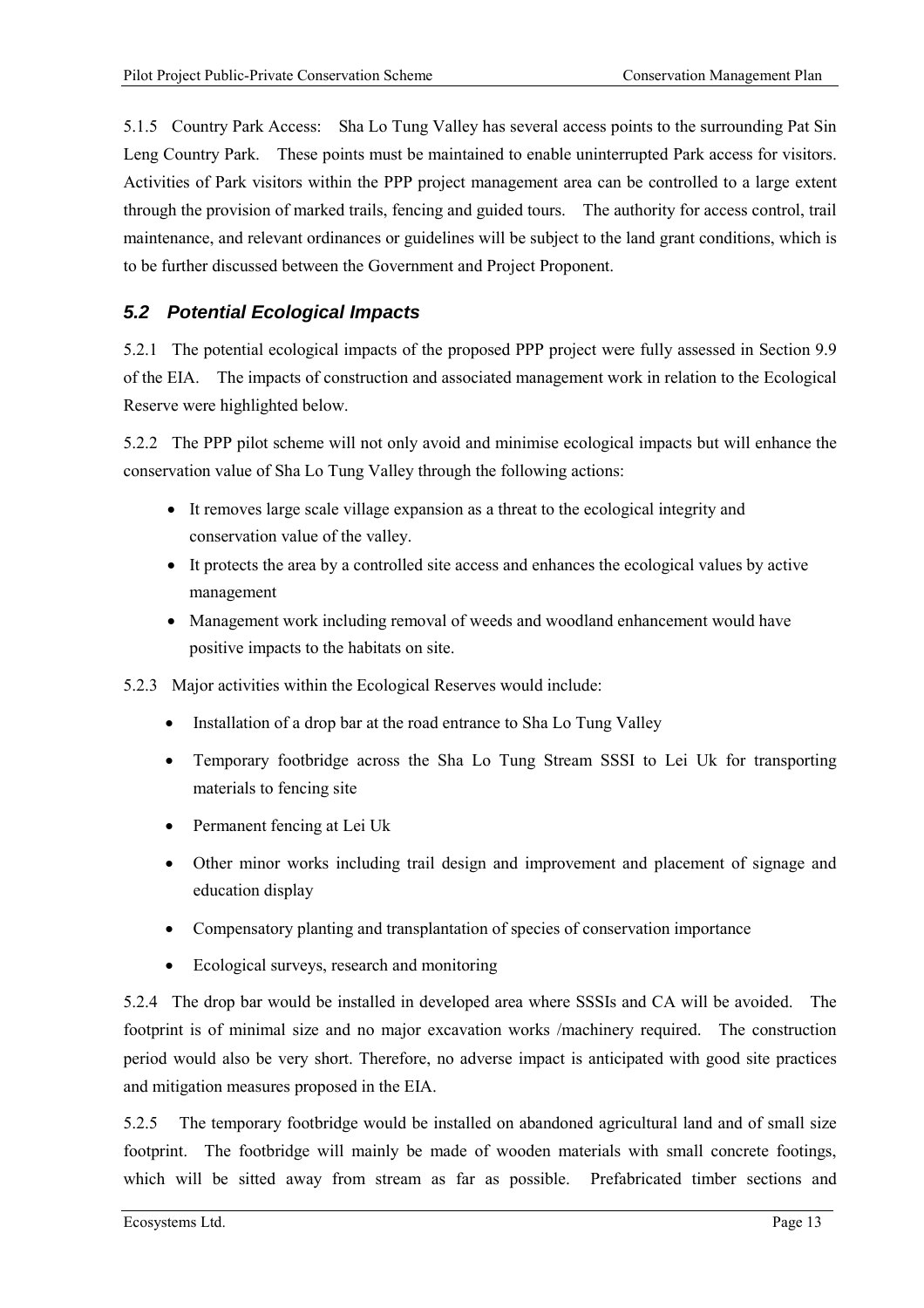5.1.5 Country Park Access: Sha Lo Tung Valley has several access points to the surrounding Pat Sin Leng Country Park. These points must be maintained to enable uninterrupted Park access for visitors. Activities of Park visitors within the PPP project management area can be controlled to a large extent through the provision of marked trails, fencing and guided tours. The authority for access control, trail maintenance, and relevant ordinances or guidelines will be subject to the land grant conditions, which is to be further discussed between the Government and Project Proponent.

## *5.2 Potential Ecological Impacts*

5.2.1 The potential ecological impacts of the proposed PPP project were fully assessed in Section 9.9 of the EIA. The impacts of construction and associated management work in relation to the Ecological Reserve were highlighted below.

5.2.2 The PPP pilot scheme will not only avoid and minimise ecological impacts but will enhance the conservation value of Sha Lo Tung Valley through the following actions:

- It removes large scale village expansion as a threat to the ecological integrity and conservation value of the valley.
- It protects the area by a controlled site access and enhances the ecological values by active management
- Management work including removal of weeds and woodland enhancement would have positive impacts to the habitats on site.

5.2.3 Major activities within the Ecological Reserves would include:

- Installation of a drop bar at the road entrance to Sha Lo Tung Valley
- Temporary footbridge across the Sha Lo Tung Stream SSSI to Lei Uk for transporting materials to fencing site
- Permanent fencing at Lei Uk
- Other minor works including trail design and improvement and placement of signage and education display
- Compensatory planting and transplantation of species of conservation importance
- Ecological surveys, research and monitoring

5.2.4 The drop bar would be installed in developed area where SSSIs and CA will be avoided. The footprint is of minimal size and no major excavation works /machinery required. The construction period would also be very short. Therefore, no adverse impact is anticipated with good site practices and mitigation measures proposed in the EIA.

5.2.5 The temporary footbridge would be installed on abandoned agricultural land and of small size footprint. The footbridge will mainly be made of wooden materials with small concrete footings, which will be sitted away from stream as far as possible. Prefabricated timber sections and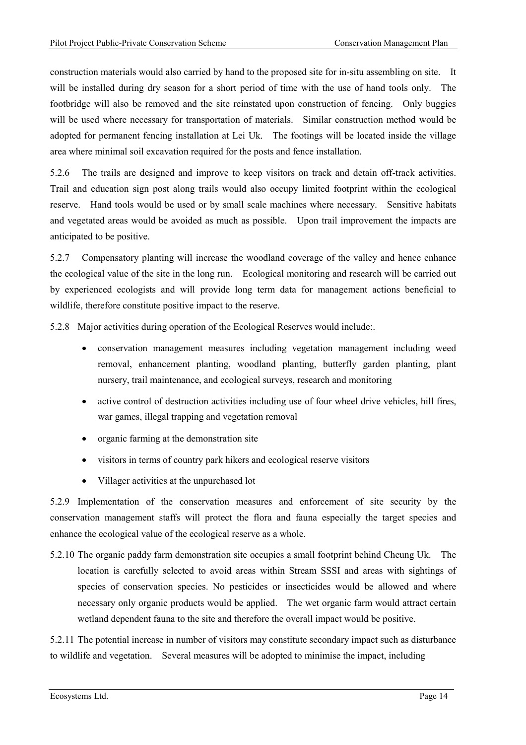construction materials would also carried by hand to the proposed site for in-situ assembling on site. It will be installed during dry season for a short period of time with the use of hand tools only. The footbridge will also be removed and the site reinstated upon construction of fencing. Only buggies will be used where necessary for transportation of materials. Similar construction method would be adopted for permanent fencing installation at Lei Uk. The footings will be located inside the village area where minimal soil excavation required for the posts and fence installation.

5.2.6 The trails are designed and improve to keep visitors on track and detain off-track activities. Trail and education sign post along trails would also occupy limited footprint within the ecological reserve. Hand tools would be used or by small scale machines where necessary. Sensitive habitats and vegetated areas would be avoided as much as possible. Upon trail improvement the impacts are anticipated to be positive.

5.2.7 Compensatory planting will increase the woodland coverage of the valley and hence enhance the ecological value of the site in the long run. Ecological monitoring and research will be carried out by experienced ecologists and will provide long term data for management actions beneficial to wildlife, therefore constitute positive impact to the reserve.

5.2.8 Major activities during operation of the Ecological Reserves would include:.

- conservation management measures including vegetation management including weed removal, enhancement planting, woodland planting, butterfly garden planting, plant nursery, trail maintenance, and ecological surveys, research and monitoring
- active control of destruction activities including use of four wheel drive vehicles, hill fires, war games, illegal trapping and vegetation removal
- organic farming at the demonstration site
- visitors in terms of country park hikers and ecological reserve visitors
- Villager activities at the unpurchased lot

5.2.9 Implementation of the conservation measures and enforcement of site security by the conservation management staffs will protect the flora and fauna especially the target species and enhance the ecological value of the ecological reserve as a whole.

5.2.10 The organic paddy farm demonstration site occupies a small footprint behind Cheung Uk. The location is carefully selected to avoid areas within Stream SSSI and areas with sightings of species of conservation species. No pesticides or insecticides would be allowed and where necessary only organic products would be applied. The wet organic farm would attract certain wetland dependent fauna to the site and therefore the overall impact would be positive.

5.2.11 The potential increase in number of visitors may constitute secondary impact such as disturbance to wildlife and vegetation. Several measures will be adopted to minimise the impact, including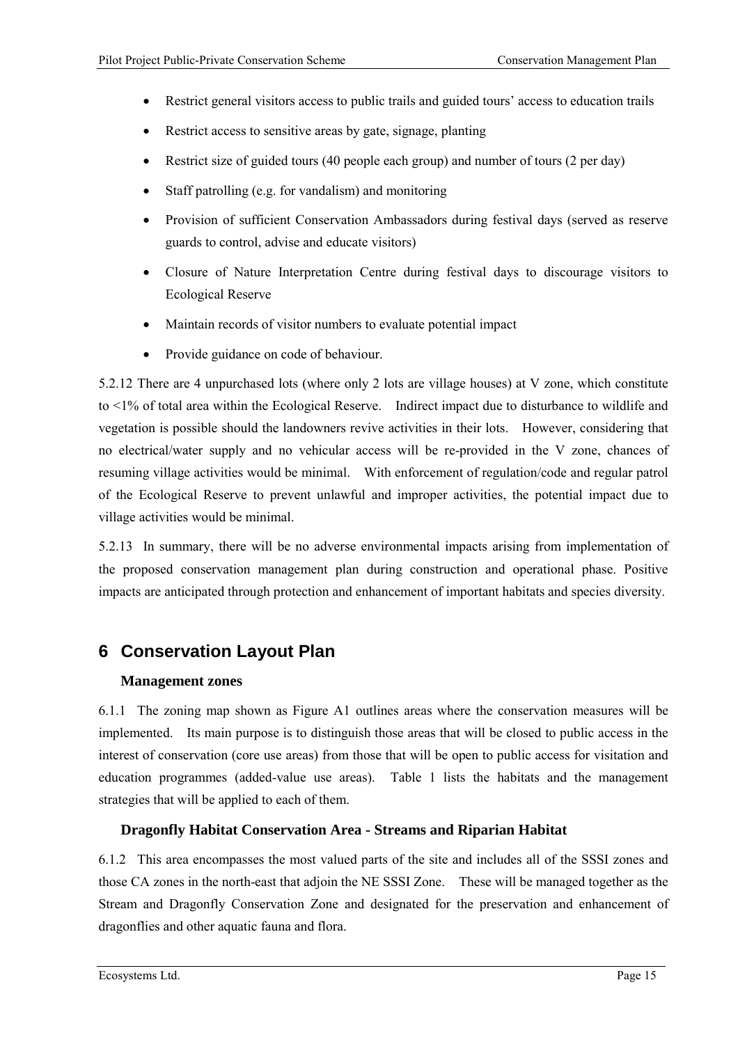- Restrict general visitors access to public trails and guided tours' access to education trails
- Restrict access to sensitive areas by gate, signage, planting
- Restrict size of guided tours (40 people each group) and number of tours (2 per day)
- Staff patrolling (e.g. for vandalism) and monitoring
- Provision of sufficient Conservation Ambassadors during festival days (served as reserve guards to control, advise and educate visitors)
- Closure of Nature Interpretation Centre during festival days to discourage visitors to Ecological Reserve
- Maintain records of visitor numbers to evaluate potential impact
- Provide guidance on code of behaviour.

5.2.12 There are 4 unpurchased lots (where only 2 lots are village houses) at V zone, which constitute to <1% of total area within the Ecological Reserve. Indirect impact due to disturbance to wildlife and vegetation is possible should the landowners revive activities in their lots. However, considering that no electrical/water supply and no vehicular access will be re-provided in the V zone, chances of resuming village activities would be minimal. With enforcement of regulation/code and regular patrol of the Ecological Reserve to prevent unlawful and improper activities, the potential impact due to village activities would be minimal.

5.2.13 In summary, there will be no adverse environmental impacts arising from implementation of the proposed conservation management plan during construction and operational phase. Positive impacts are anticipated through protection and enhancement of important habitats and species diversity.

# 6 Conservation Layout Plan

### Management zones

6.1.1 The zoning map shown as Figure A1 outlines areas where the conservation measures will be implemented. Its main purpose is to distinguish those areas that will be closed to public access in the interest of conservation (core use areas) from those that will be open to public access for visitation and education programmes (added-value use areas). Table 1 lists the habitats and the management strategies that will be applied to each of them.

### Dragonfly Habitat Conservation Area - Streams and Riparian Habitat

6.1.2 This area encompasses the most valued parts of the site and includes all of the SSSI zones and those CA zones in the north-east that adjoin the NE SSSI Zone. These will be managed together as the Stream and Dragonfly Conservation Zone and designated for the preservation and enhancement of dragonflies and other aquatic fauna and flora.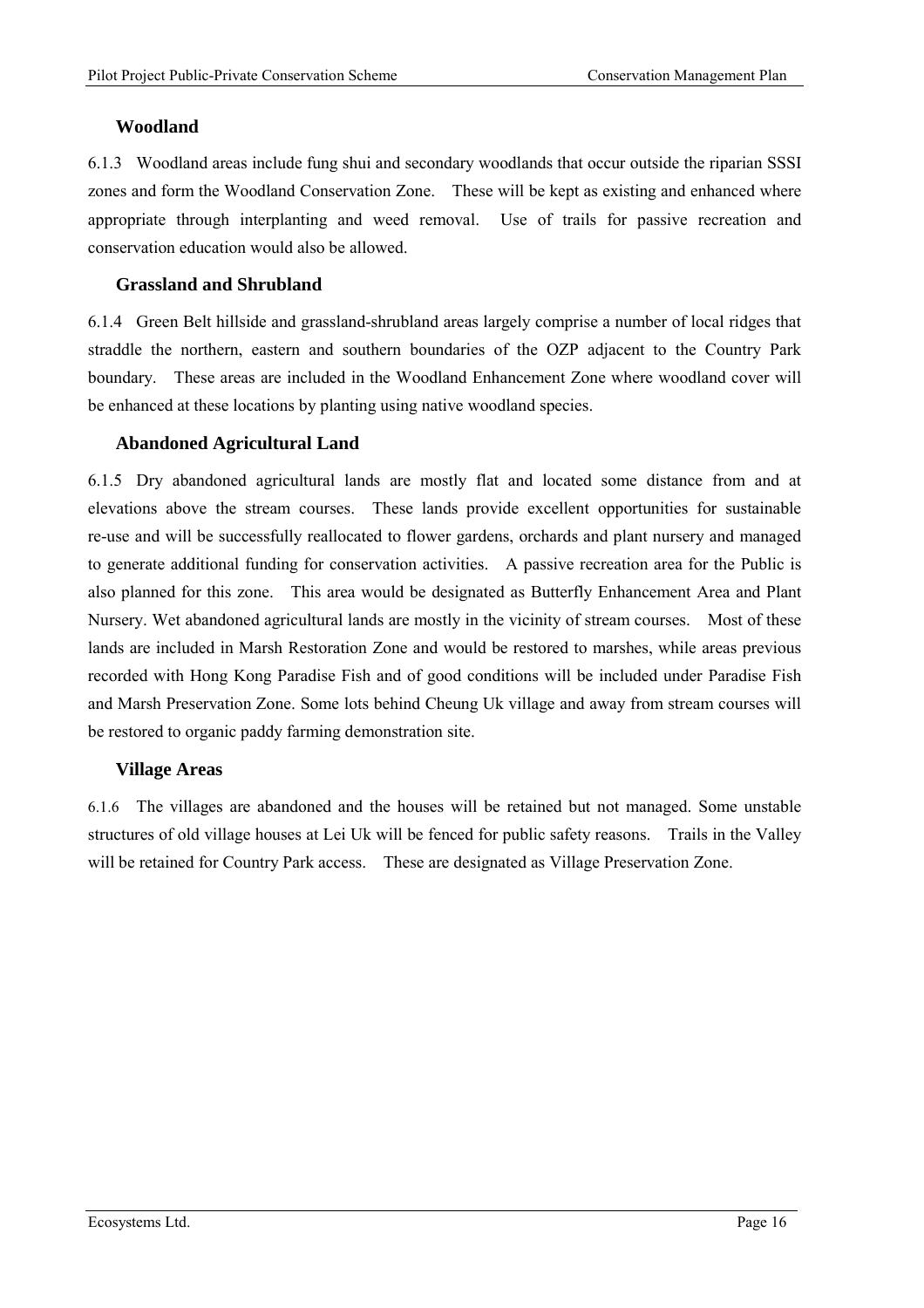### Woodland

6.1.3 Woodland areas include fung shui and secondary woodlands that occur outside the riparian SSSI zones and form the Woodland Conservation Zone. These will be kept as existing and enhanced where appropriate through interplanting and weed removal. Use of trails for passive recreation and conservation education would also be allowed.

### Grassland and Shrubland

6.1.4 Green Belt hillside and grassland-shrubland areas largely comprise a number of local ridges that straddle the northern, eastern and southern boundaries of the OZP adjacent to the Country Park boundary. These areas are included in the Woodland Enhancement Zone where woodland cover will be enhanced at these locations by planting using native woodland species.

### Abandoned Agricultural Land

6.1.5 Dry abandoned agricultural lands are mostly flat and located some distance from and at elevations above the stream courses. These lands provide excellent opportunities for sustainable re-use and will be successfully reallocated to flower gardens, orchards and plant nursery and managed to generate additional funding for conservation activities. A passive recreation area for the Public is also planned for this zone. This area would be designated as Butterfly Enhancement Area and Plant Nursery. Wet abandoned agricultural lands are mostly in the vicinity of stream courses. Most of these lands are included in Marsh Restoration Zone and would be restored to marshes, while areas previous recorded with Hong Kong Paradise Fish and of good conditions will be included under Paradise Fish and Marsh Preservation Zone. Some lots behind Cheung Uk village and away from stream courses will be restored to organic paddy farming demonstration site.

### Village Areas

6.1.6 The villages are abandoned and the houses will be retained but not managed. Some unstable structures of old village houses at Lei Uk will be fenced for public safety reasons. Trails in the Valley will be retained for Country Park access. These are designated as Village Preservation Zone.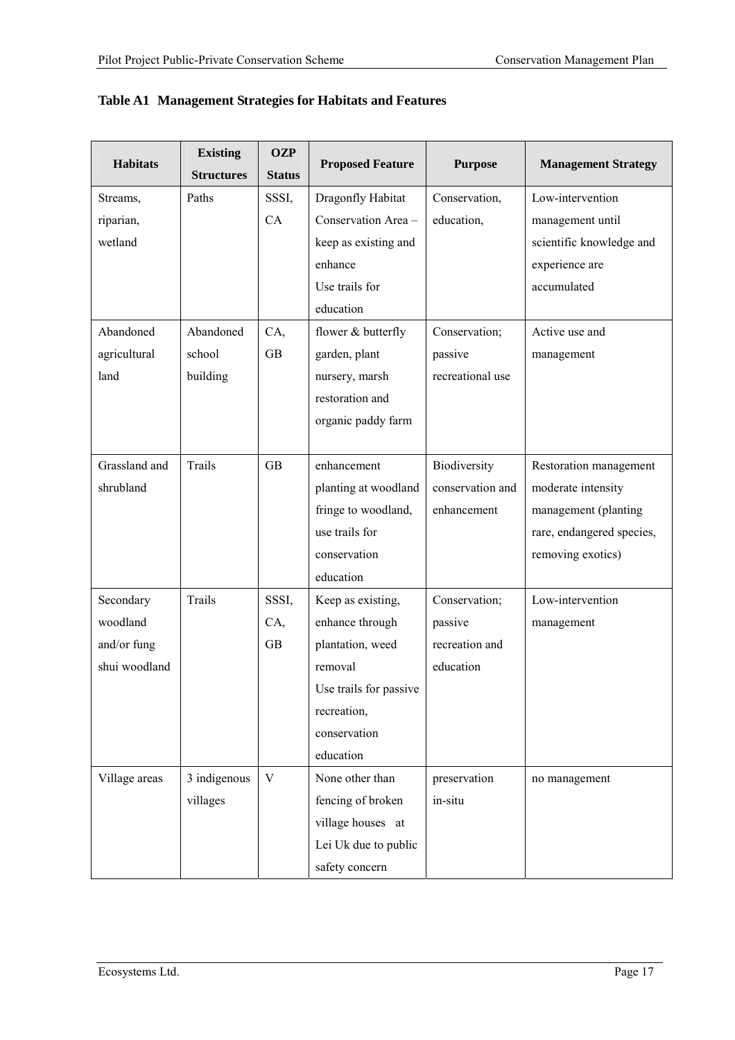**Table A1 Management Strategies for Habitats and Features**

| Habitats | Existing Structures | OZP Status | Proposed Feature | Purpose | Management Strategy |
|---|---|---|---|---|---|
| Streams, riparian, wetland | Paths | SSSI, CA | Dragonfly Habitat Conservation Area – keep as existing and enhance<br>Use trails for education | Conservation, education, | Low-intervention management until scientific knowledge and experience are accumulated |
| Abandoned agricultural land | Abandoned school building | CA, GB | flower & butterfly garden, plant nursery, marsh restoration and organic paddy farm | Conservation; passive recreational use | Active use and management |
| Grassland and shrubland | Trails | GB | enhancement planting at woodland fringe to woodland, use trails for conservation education | Biodiversity conservation and enhancement | Restoration management moderate intensity management (planting rare, endangered species, removing exotics) |
| Secondary woodland and/or fung shui woodland | Trails | SSSI, CA, GB | Keep as existing, enhance through plantation, weed removal<br>Use trails for passive recreation, conservation education | Conservation; passive recreation and education | Low-intervention management |
| Village areas | 3 indigenous villages | V | None other than fencing of broken village houses at Lei Uk due to public safety concern | preservation in-situ | no management |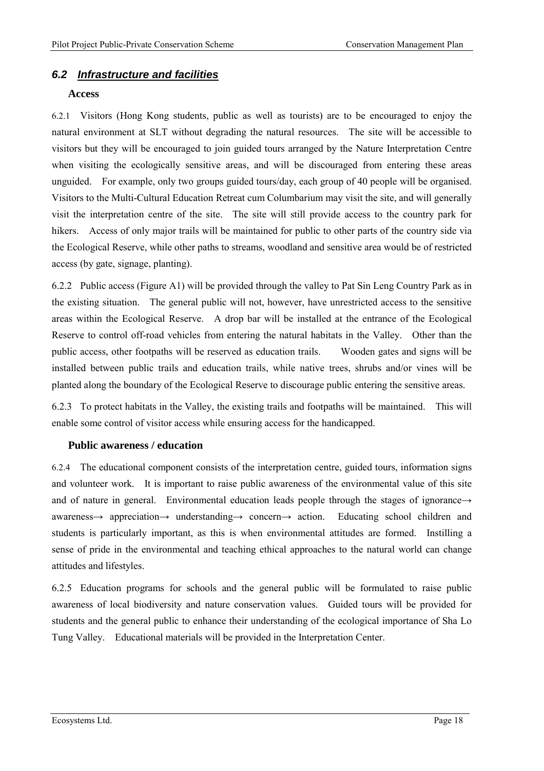## *6.2 Infrastructure and facilities*

### Access

6.2.1 Visitors (Hong Kong students, public as well as tourists) are to be encouraged to enjoy the natural environment at SLT without degrading the natural resources. The site will be accessible to visitors but they will be encouraged to join guided tours arranged by the Nature Interpretation Centre when visiting the ecologically sensitive areas, and will be discouraged from entering these areas unguided. For example, only two groups guided tours/day, each group of 40 people will be organised. Visitors to the Multi-Cultural Education Retreat cum Columbarium may visit the site, and will generally visit the interpretation centre of the site. The site will still provide access to the country park for hikers. Access of only major trails will be maintained for public to other parts of the country side via the Ecological Reserve, while other paths to streams, woodland and sensitive area would be of restricted access (by gate, signage, planting).

6.2.2 Public access (Figure A1) will be provided through the valley to Pat Sin Leng Country Park as in the existing situation. The general public will not, however, have unrestricted access to the sensitive areas within the Ecological Reserve. A drop bar will be installed at the entrance of the Ecological Reserve to control off-road vehicles from entering the natural habitats in the Valley. Other than the public access, other footpaths will be reserved as education trails. Wooden gates and signs will be installed between public trails and education trails, while native trees, shrubs and/or vines will be planted along the boundary of the Ecological Reserve to discourage public entering the sensitive areas.

6.2.3 To protect habitats in the Valley, the existing trails and footpaths will be maintained. This will enable some control of visitor access while ensuring access for the handicapped.

### Public awareness / education

6.2.4 The educational component consists of the interpretation centre, guided tours, information signs and volunteer work. It is important to raise public awareness of the environmental value of this site and of nature in general. Environmental education leads people through the stages of ignorance→ awareness→ appreciation→ understanding→ concern→ action. Educating school children and students is particularly important, as this is when environmental attitudes are formed. Instilling a sense of pride in the environmental and teaching ethical approaches to the natural world can change attitudes and lifestyles.

6.2.5 Education programs for schools and the general public will be formulated to raise public awareness of local biodiversity and nature conservation values. Guided tours will be provided for students and the general public to enhance their understanding of the ecological importance of Sha Lo Tung Valley. Educational materials will be provided in the Interpretation Center.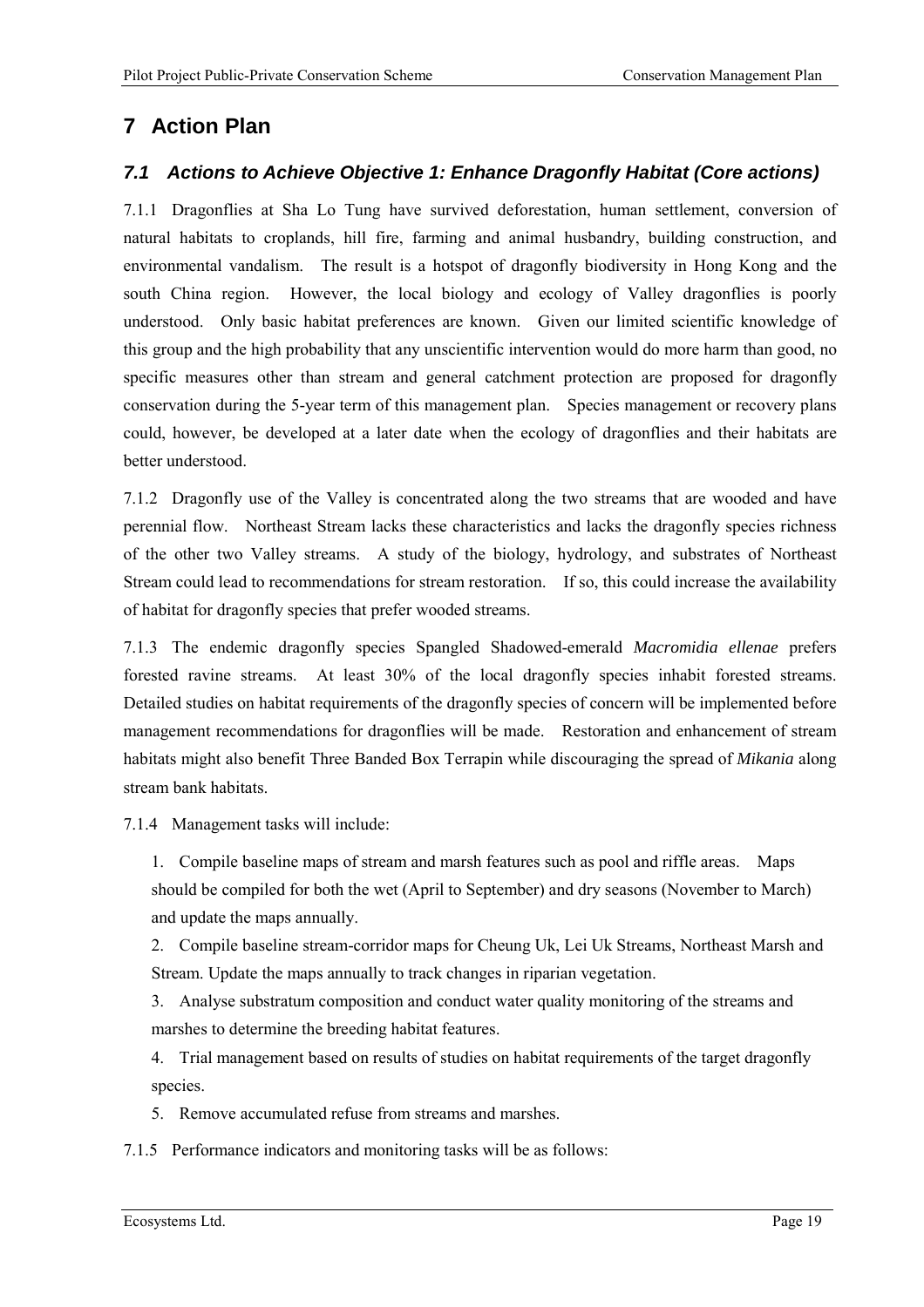# 7 Action Plan

## *7.1 Actions to Achieve Objective 1: Enhance Dragonfly Habitat (Core actions)*

7.1.1 Dragonflies at Sha Lo Tung have survived deforestation, human settlement, conversion of natural habitats to croplands, hill fire, farming and animal husbandry, building construction, and environmental vandalism. The result is a hotspot of dragonfly biodiversity in Hong Kong and the south China region. However, the local biology and ecology of Valley dragonflies is poorly understood. Only basic habitat preferences are known. Given our limited scientific knowledge of this group and the high probability that any unscientific intervention would do more harm than good, no specific measures other than stream and general catchment protection are proposed for dragonfly conservation during the 5-year term of this management plan. Species management or recovery plans could, however, be developed at a later date when the ecology of dragonflies and their habitats are better understood.

7.1.2 Dragonfly use of the Valley is concentrated along the two streams that are wooded and have perennial flow. Northeast Stream lacks these characteristics and lacks the dragonfly species richness of the other two Valley streams. A study of the biology, hydrology, and substrates of Northeast Stream could lead to recommendations for stream restoration. If so, this could increase the availability of habitat for dragonfly species that prefer wooded streams.

7.1.3 The endemic dragonfly species Spangled Shadowed-emerald *Macromidia ellenae* prefers forested ravine streams. At least 30% of the local dragonfly species inhabit forested streams. Detailed studies on habitat requirements of the dragonfly species of concern will be implemented before management recommendations for dragonflies will be made. Restoration and enhancement of stream habitats might also benefit Three Banded Box Terrapin while discouraging the spread of *Mikania* along stream bank habitats.

7.1.4 Management tasks will include:

1. Compile baseline maps of stream and marsh features such as pool and riffle areas. Maps should be compiled for both the wet (April to September) and dry seasons (November to March) and update the maps annually.
2. Compile baseline stream-corridor maps for Cheung Uk, Lei Uk Streams, Northeast Marsh and Stream. Update the maps annually to track changes in riparian vegetation.
3. Analyse substratum composition and conduct water quality monitoring of the streams and marshes to determine the breeding habitat features.
4. Trial management based on results of studies on habitat requirements of the target dragonfly species.
5. Remove accumulated refuse from streams and marshes.

7.1.5 Performance indicators and monitoring tasks will be as follows: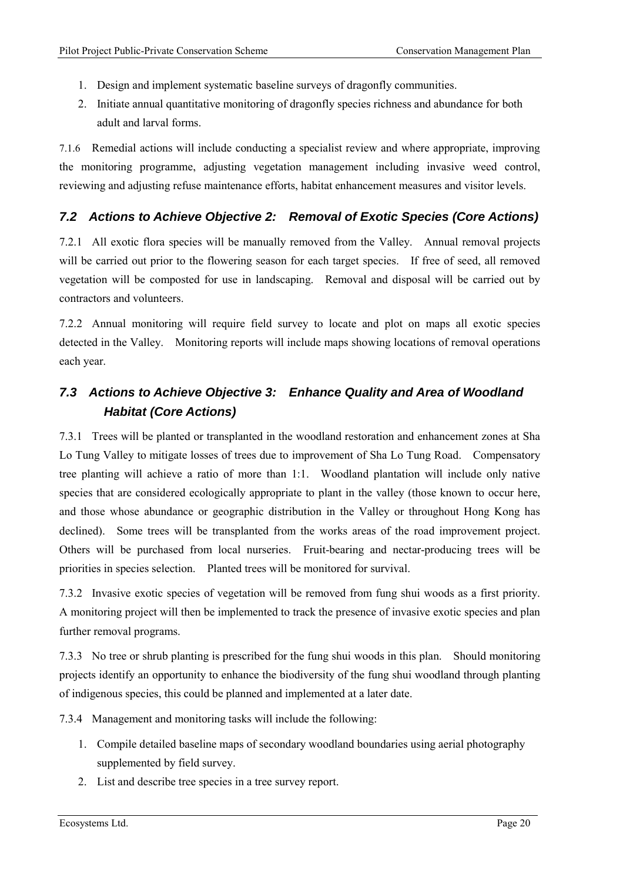1. Design and implement systematic baseline surveys of dragonfly communities.
2. Initiate annual quantitative monitoring of dragonfly species richness and abundance for both adult and larval forms.

7.1.6 Remedial actions will include conducting a specialist review and where appropriate, improving the monitoring programme, adjusting vegetation management including invasive weed control, reviewing and adjusting refuse maintenance efforts, habitat enhancement measures and visitor levels.

## *7.2 Actions to Achieve Objective 2: Removal of Exotic Species (Core Actions)*

7.2.1 All exotic flora species will be manually removed from the Valley. Annual removal projects will be carried out prior to the flowering season for each target species. If free of seed, all removed vegetation will be composted for use in landscaping. Removal and disposal will be carried out by contractors and volunteers.

7.2.2 Annual monitoring will require field survey to locate and plot on maps all exotic species detected in the Valley. Monitoring reports will include maps showing locations of removal operations each year.

## *7.3 Actions to Achieve Objective 3: Enhance Quality and Area of Woodland Habitat (Core Actions)*

7.3.1 Trees will be planted or transplanted in the woodland restoration and enhancement zones at Sha Lo Tung Valley to mitigate losses of trees due to improvement of Sha Lo Tung Road. Compensatory tree planting will achieve a ratio of more than 1:1. Woodland plantation will include only native species that are considered ecologically appropriate to plant in the valley (those known to occur here, and those whose abundance or geographic distribution in the Valley or throughout Hong Kong has declined). Some trees will be transplanted from the works areas of the road improvement project. Others will be purchased from local nurseries. Fruit-bearing and nectar-producing trees will be priorities in species selection. Planted trees will be monitored for survival.

7.3.2 Invasive exotic species of vegetation will be removed from fung shui woods as a first priority. A monitoring project will then be implemented to track the presence of invasive exotic species and plan further removal programs.

7.3.3 No tree or shrub planting is prescribed for the fung shui woods in this plan. Should monitoring projects identify an opportunity to enhance the biodiversity of the fung shui woodland through planting of indigenous species, this could be planned and implemented at a later date.

7.3.4 Management and monitoring tasks will include the following:

1. Compile detailed baseline maps of secondary woodland boundaries using aerial photography supplemented by field survey.
2. List and describe tree species in a tree survey report.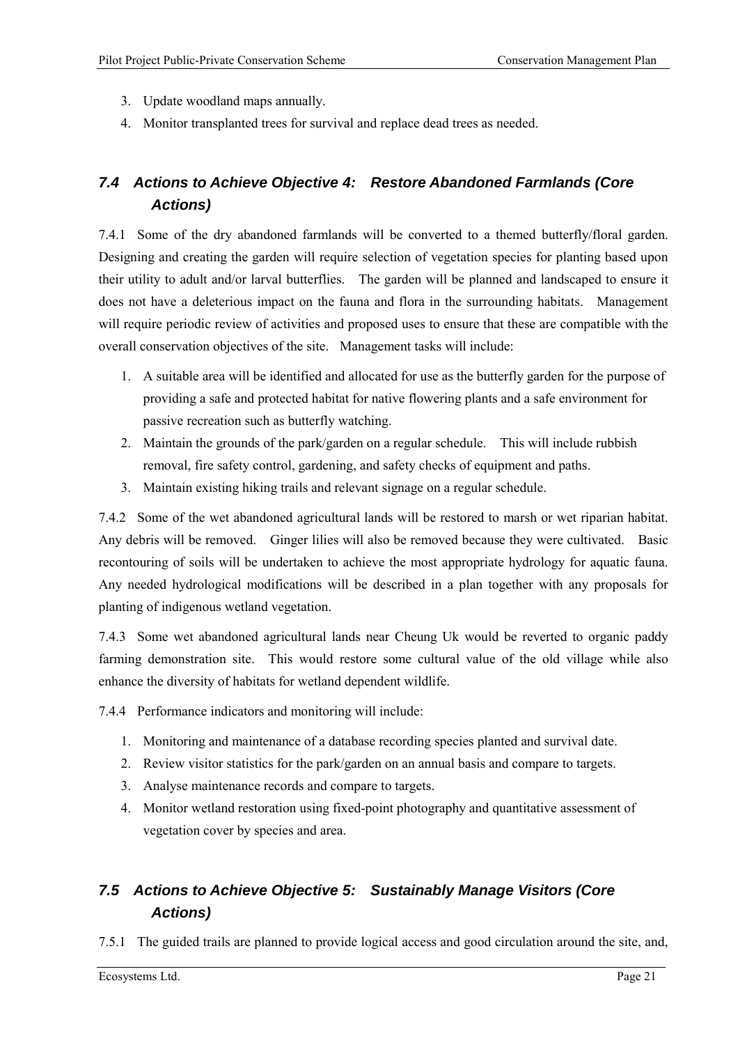3. Update woodland maps annually.
4. Monitor transplanted trees for survival and replace dead trees as needed.

## *7.4 Actions to Achieve Objective 4: Restore Abandoned Farmlands (Core Actions)*

7.4.1 Some of the dry abandoned farmlands will be converted to a themed butterfly/floral garden. Designing and creating the garden will require selection of vegetation species for planting based upon their utility to adult and/or larval butterflies. The garden will be planned and landscaped to ensure it does not have a deleterious impact on the fauna and flora in the surrounding habitats. Management will require periodic review of activities and proposed uses to ensure that these are compatible with the overall conservation objectives of the site. Management tasks will include:

1. A suitable area will be identified and allocated for use as the butterfly garden for the purpose of providing a safe and protected habitat for native flowering plants and a safe environment for passive recreation such as butterfly watching.
2. Maintain the grounds of the park/garden on a regular schedule. This will include rubbish removal, fire safety control, gardening, and safety checks of equipment and paths.
3. Maintain existing hiking trails and relevant signage on a regular schedule.

7.4.2 Some of the wet abandoned agricultural lands will be restored to marsh or wet riparian habitat. Any debris will be removed. Ginger lilies will also be removed because they were cultivated. Basic recontouring of soils will be undertaken to achieve the most appropriate hydrology for aquatic fauna. Any needed hydrological modifications will be described in a plan together with any proposals for planting of indigenous wetland vegetation.

7.4.3 Some wet abandoned agricultural lands near Cheung Uk would be reverted to organic paddy farming demonstration site. This would restore some cultural value of the old village while also enhance the diversity of habitats for wetland dependent wildlife.

7.4.4 Performance indicators and monitoring will include:

1. Monitoring and maintenance of a database recording species planted and survival date.
2. Review visitor statistics for the park/garden on an annual basis and compare to targets.
3. Analyse maintenance records and compare to targets.
4. Monitor wetland restoration using fixed-point photography and quantitative assessment of vegetation cover by species and area.

## *7.5 Actions to Achieve Objective 5: Sustainably Manage Visitors (Core Actions)*

7.5.1 The guided trails are planned to provide logical access and good circulation around the site, and,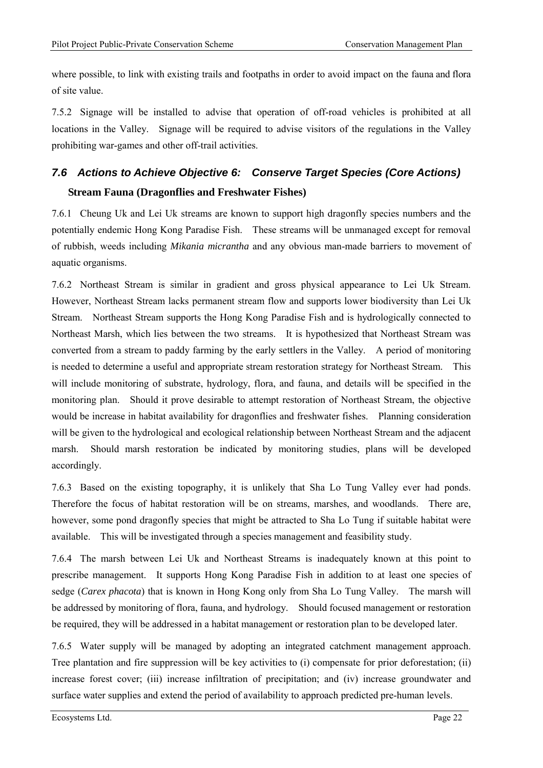where possible, to link with existing trails and footpaths in order to avoid impact on the fauna and flora of site value.

7.5.2 Signage will be installed to advise that operation of off-road vehicles is prohibited at all locations in the Valley. Signage will be required to advise visitors of the regulations in the Valley prohibiting war-games and other off-trail activities.

## *7.6 Actions to Achieve Objective 6: Conserve Target Species (Core Actions)*

### Stream Fauna (Dragonflies and Freshwater Fishes)

7.6.1 Cheung Uk and Lei Uk streams are known to support high dragonfly species numbers and the potentially endemic Hong Kong Paradise Fish. These streams will be unmanaged except for removal of rubbish, weeds including *Mikania micrantha* and any obvious man-made barriers to movement of aquatic organisms.

7.6.2 Northeast Stream is similar in gradient and gross physical appearance to Lei Uk Stream. However, Northeast Stream lacks permanent stream flow and supports lower biodiversity than Lei Uk Stream. Northeast Stream supports the Hong Kong Paradise Fish and is hydrologically connected to Northeast Marsh, which lies between the two streams. It is hypothesized that Northeast Stream was converted from a stream to paddy farming by the early settlers in the Valley. A period of monitoring is needed to determine a useful and appropriate stream restoration strategy for Northeast Stream. This will include monitoring of substrate, hydrology, flora, and fauna, and details will be specified in the monitoring plan. Should it prove desirable to attempt restoration of Northeast Stream, the objective would be increase in habitat availability for dragonflies and freshwater fishes. Planning consideration will be given to the hydrological and ecological relationship between Northeast Stream and the adjacent marsh. Should marsh restoration be indicated by monitoring studies, plans will be developed accordingly.

7.6.3 Based on the existing topography, it is unlikely that Sha Lo Tung Valley ever had ponds. Therefore the focus of habitat restoration will be on streams, marshes, and woodlands. There are, however, some pond dragonfly species that might be attracted to Sha Lo Tung if suitable habitat were available. This will be investigated through a species management and feasibility study.

7.6.4 The marsh between Lei Uk and Northeast Streams is inadequately known at this point to prescribe management. It supports Hong Kong Paradise Fish in addition to at least one species of sedge (*Carex phacota*) that is known in Hong Kong only from Sha Lo Tung Valley. The marsh will be addressed by monitoring of flora, fauna, and hydrology. Should focused management or restoration be required, they will be addressed in a habitat management or restoration plan to be developed later.

7.6.5 Water supply will be managed by adopting an integrated catchment management approach. Tree plantation and fire suppression will be key activities to (i) compensate for prior deforestation; (ii) increase forest cover; (iii) increase infiltration of precipitation; and (iv) increase groundwater and surface water supplies and extend the period of availability to approach predicted pre-human levels.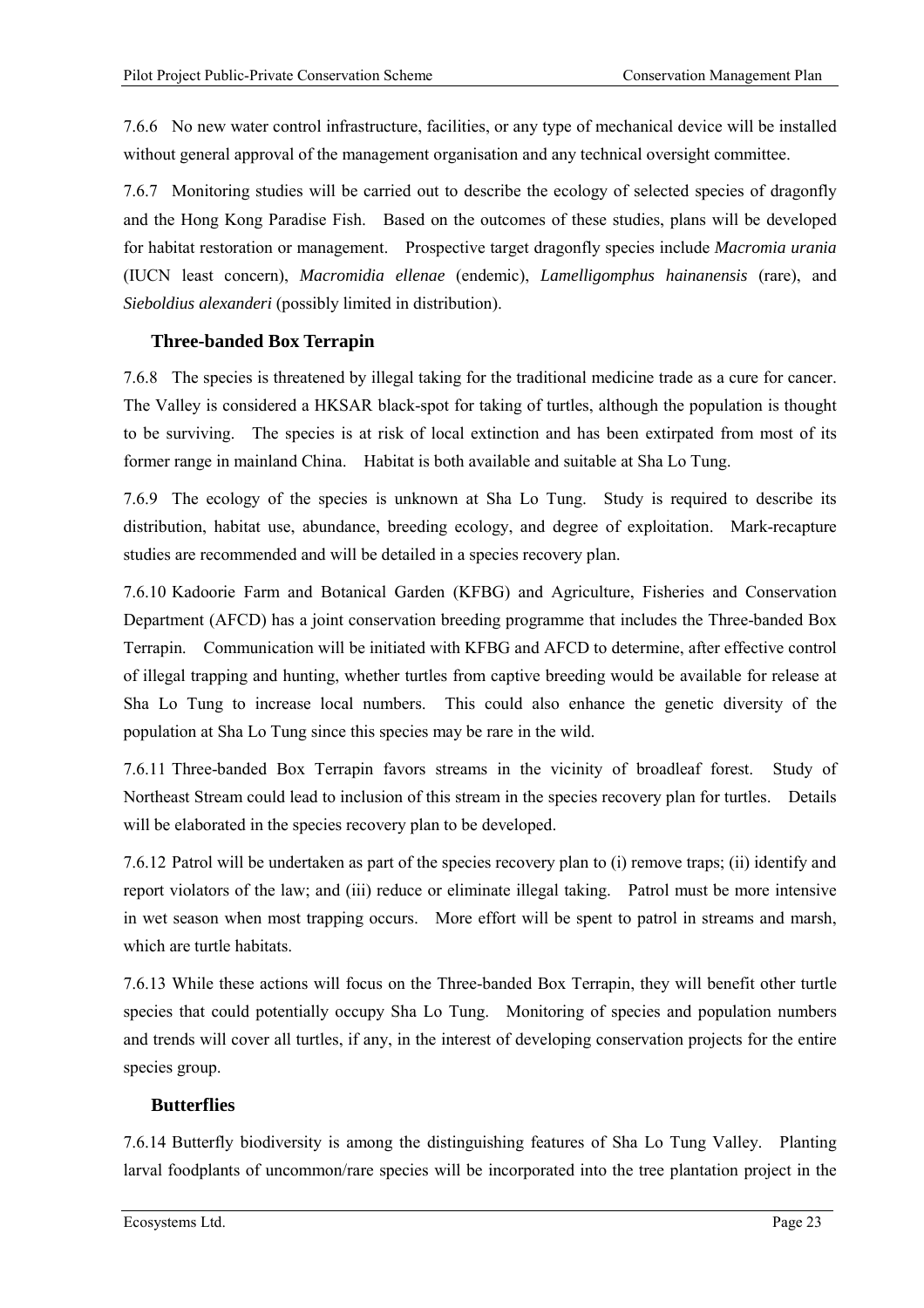7.6.6 No new water control infrastructure, facilities, or any type of mechanical device will be installed without general approval of the management organisation and any technical oversight committee.

7.6.7 Monitoring studies will be carried out to describe the ecology of selected species of dragonfly and the Hong Kong Paradise Fish. Based on the outcomes of these studies, plans will be developed for habitat restoration or management. Prospective target dragonfly species include *Macromia urania* (IUCN least concern), *Macromidia ellenae* (endemic), *Lamelligomphus hainanensis* (rare), and *Sieboldius alexanderi* (possibly limited in distribution).

### Three-banded Box Terrapin

7.6.8 The species is threatened by illegal taking for the traditional medicine trade as a cure for cancer. The Valley is considered a HKSAR black-spot for taking of turtles, although the population is thought to be surviving. The species is at risk of local extinction and has been extirpated from most of its former range in mainland China. Habitat is both available and suitable at Sha Lo Tung.

7.6.9 The ecology of the species is unknown at Sha Lo Tung. Study is required to describe its distribution, habitat use, abundance, breeding ecology, and degree of exploitation. Mark-recapture studies are recommended and will be detailed in a species recovery plan.

7.6.10 Kadoorie Farm and Botanical Garden (KFBG) and Agriculture, Fisheries and Conservation Department (AFCD) has a joint conservation breeding programme that includes the Three-banded Box Terrapin. Communication will be initiated with KFBG and AFCD to determine, after effective control of illegal trapping and hunting, whether turtles from captive breeding would be available for release at Sha Lo Tung to increase local numbers. This could also enhance the genetic diversity of the population at Sha Lo Tung since this species may be rare in the wild.

7.6.11 Three-banded Box Terrapin favors streams in the vicinity of broadleaf forest. Study of Northeast Stream could lead to inclusion of this stream in the species recovery plan for turtles. Details will be elaborated in the species recovery plan to be developed.

7.6.12 Patrol will be undertaken as part of the species recovery plan to (i) remove traps; (ii) identify and report violators of the law; and (iii) reduce or eliminate illegal taking. Patrol must be more intensive in wet season when most trapping occurs. More effort will be spent to patrol in streams and marsh, which are turtle habitats.

7.6.13 While these actions will focus on the Three-banded Box Terrapin, they will benefit other turtle species that could potentially occupy Sha Lo Tung. Monitoring of species and population numbers and trends will cover all turtles, if any, in the interest of developing conservation projects for the entire species group.

### Butterflies

7.6.14 Butterfly biodiversity is among the distinguishing features of Sha Lo Tung Valley. Planting larval foodplants of uncommon/rare species will be incorporated into the tree plantation project in the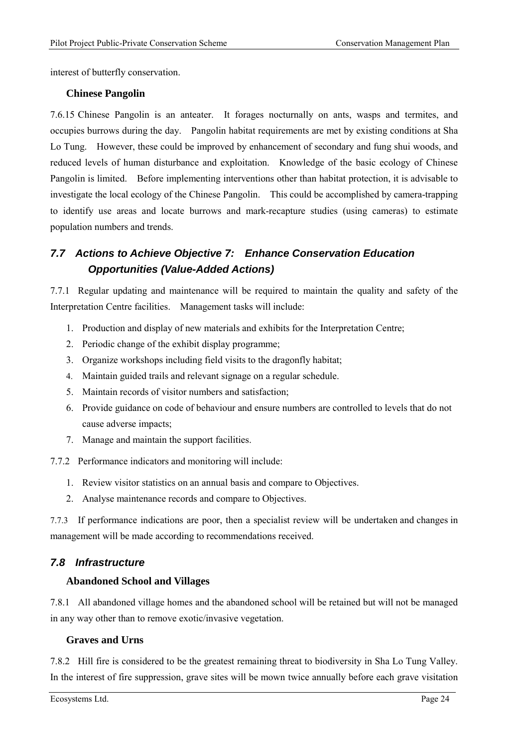interest of butterfly conservation.

**Chinese Pangolin**

7.6.15 Chinese Pangolin is an anteater. It forages nocturnally on ants, wasps and termites, and occupies burrows during the day. Pangolin habitat requirements are met by existing conditions at Sha Lo Tung. However, these could be improved by enhancement of secondary and fung shui woods, and reduced levels of human disturbance and exploitation. Knowledge of the basic ecology of Chinese Pangolin is limited. Before implementing interventions other than habitat protection, it is advisable to investigate the local ecology of the Chinese Pangolin. This could be accomplished by camera-trapping to identify use areas and locate burrows and mark-recapture studies (using cameras) to estimate population numbers and trends.

## *7.7 Actions to Achieve Objective 7: Enhance Conservation Education Opportunities (Value-Added Actions)*

7.7.1 Regular updating and maintenance will be required to maintain the quality and safety of the Interpretation Centre facilities. Management tasks will include:

1. Production and display of new materials and exhibits for the Interpretation Centre;
2. Periodic change of the exhibit display programme;
3. Organize workshops including field visits to the dragonfly habitat;
4. Maintain guided trails and relevant signage on a regular schedule.
5. Maintain records of visitor numbers and satisfaction;
6. Provide guidance on code of behaviour and ensure numbers are controlled to levels that do not cause adverse impacts;
7. Manage and maintain the support facilities.

7.7.2 Performance indicators and monitoring will include:

1. Review visitor statistics on an annual basis and compare to Objectives.
2. Analyse maintenance records and compare to Objectives.

7.7.3 If performance indications are poor, then a specialist review will be undertaken and changes in management will be made according to recommendations received.

## *7.8 Infrastructure*

**Abandoned School and Villages**

7.8.1 All abandoned village homes and the abandoned school will be retained but will not be managed in any way other than to remove exotic/invasive vegetation.

**Graves and Urns**

7.8.2 Hill fire is considered to be the greatest remaining threat to biodiversity in Sha Lo Tung Valley. In the interest of fire suppression, grave sites will be mown twice annually before each grave visitation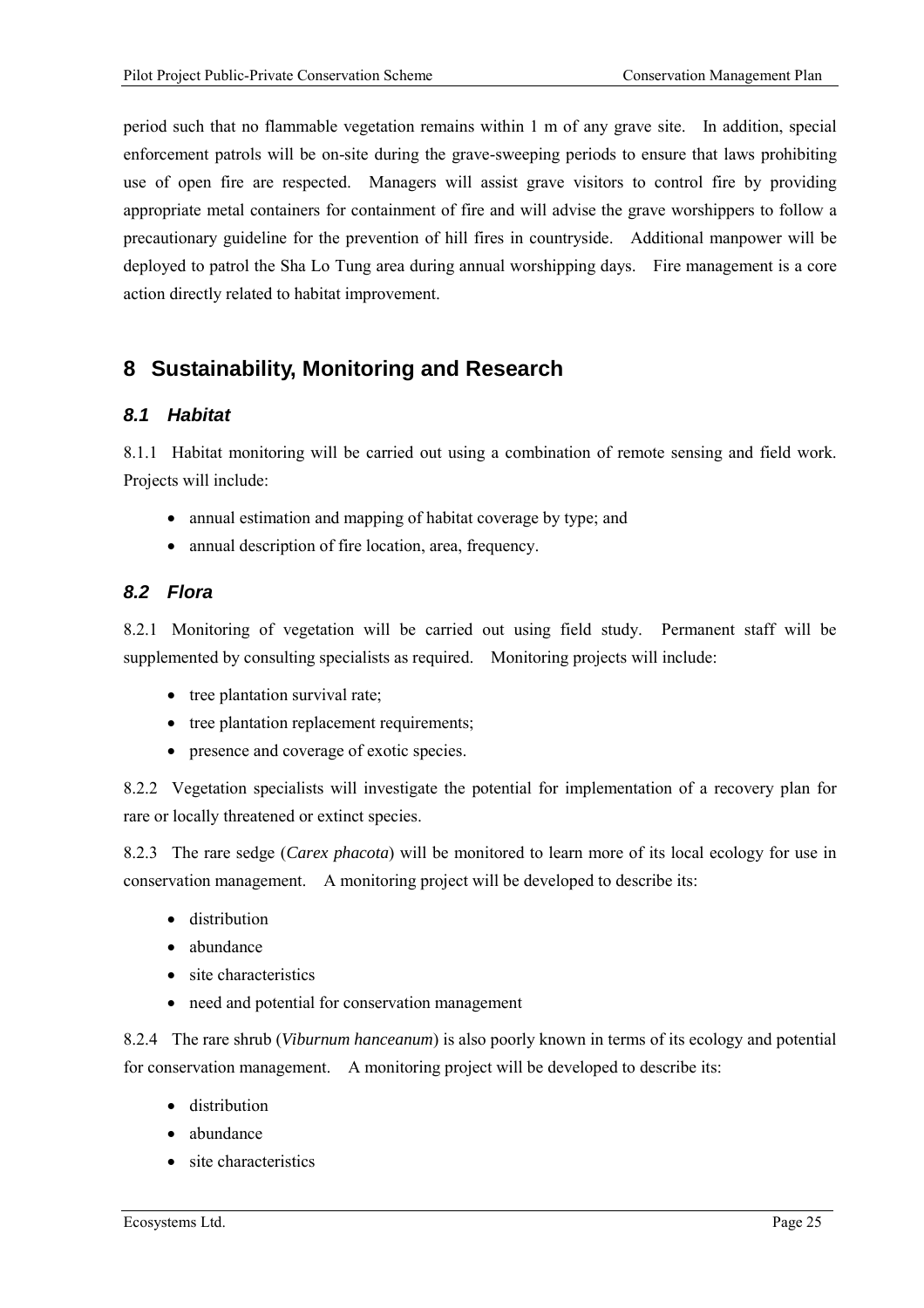period such that no flammable vegetation remains within 1 m of any grave site. In addition, special enforcement patrols will be on-site during the grave-sweeping periods to ensure that laws prohibiting use of open fire are respected. Managers will assist grave visitors to control fire by providing appropriate metal containers for containment of fire and will advise the grave worshippers to follow a precautionary guideline for the prevention of hill fires in countryside. Additional manpower will be deployed to patrol the Sha Lo Tung area during annual worshipping days. Fire management is a core action directly related to habitat improvement.

# 8 Sustainability, Monitoring and Research

## *8.1 Habitat*

8.1.1 Habitat monitoring will be carried out using a combination of remote sensing and field work. Projects will include:

- annual estimation and mapping of habitat coverage by type; and
- annual description of fire location, area, frequency.

## *8.2 Flora*

8.2.1 Monitoring of vegetation will be carried out using field study. Permanent staff will be supplemented by consulting specialists as required. Monitoring projects will include:

- tree plantation survival rate;
- tree plantation replacement requirements;
- presence and coverage of exotic species.

8.2.2 Vegetation specialists will investigate the potential for implementation of a recovery plan for rare or locally threatened or extinct species.

8.2.3 The rare sedge (*Carex phacota*) will be monitored to learn more of its local ecology for use in conservation management. A monitoring project will be developed to describe its:

- distribution
- abundance
- site characteristics
- need and potential for conservation management

8.2.4 The rare shrub (*Viburnum hanceanum*) is also poorly known in terms of its ecology and potential for conservation management. A monitoring project will be developed to describe its:

- distribution
- abundance
- site characteristics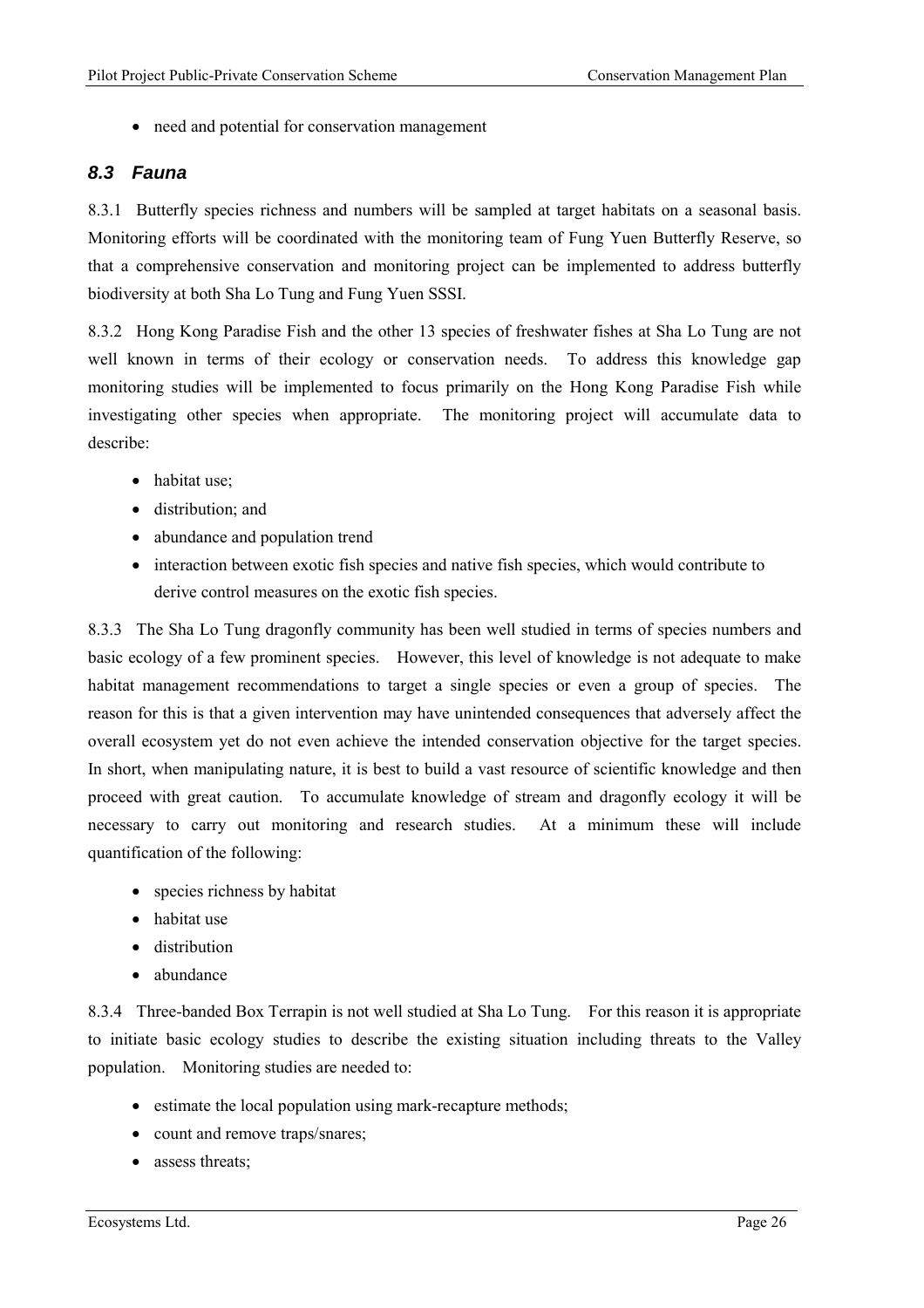- need and potential for conservation management

### *8.3 Fauna*

8.3.1 Butterfly species richness and numbers will be sampled at target habitats on a seasonal basis. Monitoring efforts will be coordinated with the monitoring team of Fung Yuen Butterfly Reserve, so that a comprehensive conservation and monitoring project can be implemented to address butterfly biodiversity at both Sha Lo Tung and Fung Yuen SSSI.

8.3.2 Hong Kong Paradise Fish and the other 13 species of freshwater fishes at Sha Lo Tung are not well known in terms of their ecology or conservation needs. To address this knowledge gap monitoring studies will be implemented to focus primarily on the Hong Kong Paradise Fish while investigating other species when appropriate. The monitoring project will accumulate data to describe:

- habitat use;
- distribution; and
- abundance and population trend
- interaction between exotic fish species and native fish species, which would contribute to derive control measures on the exotic fish species.

8.3.3 The Sha Lo Tung dragonfly community has been well studied in terms of species numbers and basic ecology of a few prominent species. However, this level of knowledge is not adequate to make habitat management recommendations to target a single species or even a group of species. The reason for this is that a given intervention may have unintended consequences that adversely affect the overall ecosystem yet do not even achieve the intended conservation objective for the target species. In short, when manipulating nature, it is best to build a vast resource of scientific knowledge and then proceed with great caution. To accumulate knowledge of stream and dragonfly ecology it will be necessary to carry out monitoring and research studies. At a minimum these will include quantification of the following:

- species richness by habitat
- habitat use
- distribution
- abundance

8.3.4 Three-banded Box Terrapin is not well studied at Sha Lo Tung. For this reason it is appropriate to initiate basic ecology studies to describe the existing situation including threats to the Valley population. Monitoring studies are needed to:

- estimate the local population using mark-recapture methods;
- count and remove traps/snares;
- assess threats;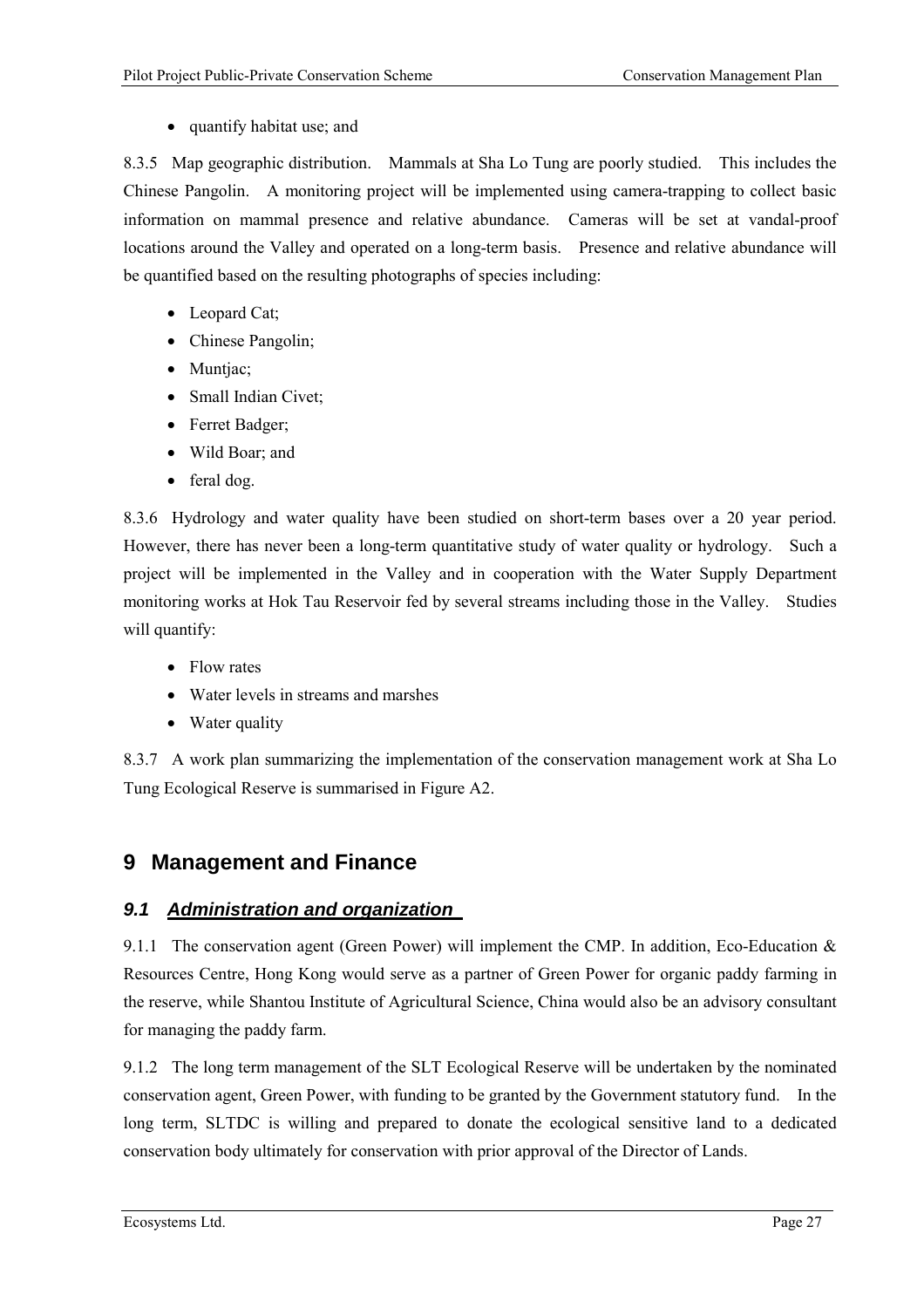- quantify habitat use; and

8.3.5 Map geographic distribution. Mammals at Sha Lo Tung are poorly studied. This includes the Chinese Pangolin. A monitoring project will be implemented using camera-trapping to collect basic information on mammal presence and relative abundance. Cameras will be set at vandal-proof locations around the Valley and operated on a long-term basis. Presence and relative abundance will be quantified based on the resulting photographs of species including:

- Leopard Cat;
- Chinese Pangolin;
- Muntjac;
- Small Indian Civet;
- Ferret Badger;
- Wild Boar; and
- feral dog.

8.3.6 Hydrology and water quality have been studied on short-term bases over a 20 year period. However, there has never been a long-term quantitative study of water quality or hydrology. Such a project will be implemented in the Valley and in cooperation with the Water Supply Department monitoring works at Hok Tau Reservoir fed by several streams including those in the Valley. Studies will quantify:

- Flow rates
- Water levels in streams and marshes
- Water quality

8.3.7 A work plan summarizing the implementation of the conservation management work at Sha Lo Tung Ecological Reserve is summarised in Figure A2.

# 9 Management and Finance

## 9.1 Administration and organization

9.1.1 The conservation agent (Green Power) will implement the CMP. In addition, Eco-Education & Resources Centre, Hong Kong would serve as a partner of Green Power for organic paddy farming in the reserve, while Shantou Institute of Agricultural Science, China would also be an advisory consultant for managing the paddy farm.

9.1.2 The long term management of the SLT Ecological Reserve will be undertaken by the nominated conservation agent, Green Power, with funding to be granted by the Government statutory fund. In the long term, SLTDC is willing and prepared to donate the ecological sensitive land to a dedicated conservation body ultimately for conservation with prior approval of the Director of Lands.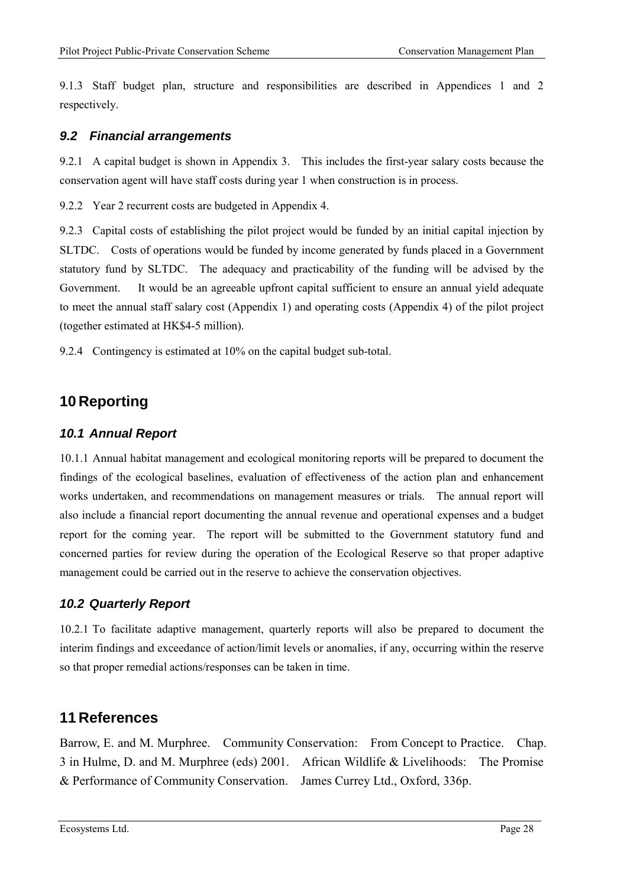9.1.3 Staff budget plan, structure and responsibilities are described in Appendices 1 and 2 respectively.

### *9.2 Financial arrangements*

9.2.1 A capital budget is shown in Appendix 3. This includes the first-year salary costs because the conservation agent will have staff costs during year 1 when construction is in process.

9.2.2 Year 2 recurrent costs are budgeted in Appendix 4.

9.2.3 Capital costs of establishing the pilot project would be funded by an initial capital injection by SLTDC. Costs of operations would be funded by income generated by funds placed in a Government statutory fund by SLTDC. The adequacy and practicability of the funding will be advised by the Government. It would be an agreeable upfront capital sufficient to ensure an annual yield adequate to meet the annual staff salary cost (Appendix 1) and operating costs (Appendix 4) of the pilot project (together estimated at HK$4-5 million).

9.2.4 Contingency is estimated at 10% on the capital budget sub-total.

## 10 Reporting

### *10.1 Annual Report*

10.1.1 Annual habitat management and ecological monitoring reports will be prepared to document the findings of the ecological baselines, evaluation of effectiveness of the action plan and enhancement works undertaken, and recommendations on management measures or trials. The annual report will also include a financial report documenting the annual revenue and operational expenses and a budget report for the coming year. The report will be submitted to the Government statutory fund and concerned parties for review during the operation of the Ecological Reserve so that proper adaptive management could be carried out in the reserve to achieve the conservation objectives.

### *10.2 Quarterly Report*

10.2.1 To facilitate adaptive management, quarterly reports will also be prepared to document the interim findings and exceedance of action/limit levels or anomalies, if any, occurring within the reserve so that proper remedial actions/responses can be taken in time.

## 11 References

Barrow, E. and M. Murphree. Community Conservation: From Concept to Practice. Chap. 3 in Hulme, D. and M. Murphree (eds) 2001. African Wildlife & Livelihoods: The Promise & Performance of Community Conservation. James Currey Ltd., Oxford, 336p.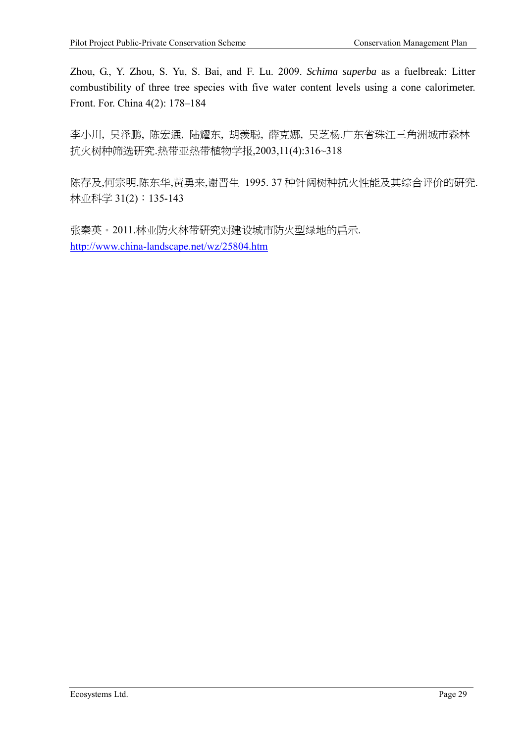Zhou, G., Y. Zhou, S. Yu, S. Bai, and F. Lu. 2009. *Schima superba* as a fuelbreak: Litter combustibility of three tree species with five water content levels using a cone calorimeter. Front. For. China 4(2): 178–184

李小川, 吴泽鹏, 陈宏通, 陆耀东, 胡羡聪, 薛克娜, 吴芝杨.广东省珠江三角洲城市森林抗火树种筛选研究.热带亚热带植物学报,2003,11(4):316~318

陈存及,何宗明,陈东华,黄勇来,谢晋生 1995. 37 种针阔树种抗火性能及其综合评价的研究.林业科学 31(2)：135-143

张秦英。2011.林业防火林带研究对建设城市防火型绿地的启示.
http://www.china-landscape.net/wz/25804.htm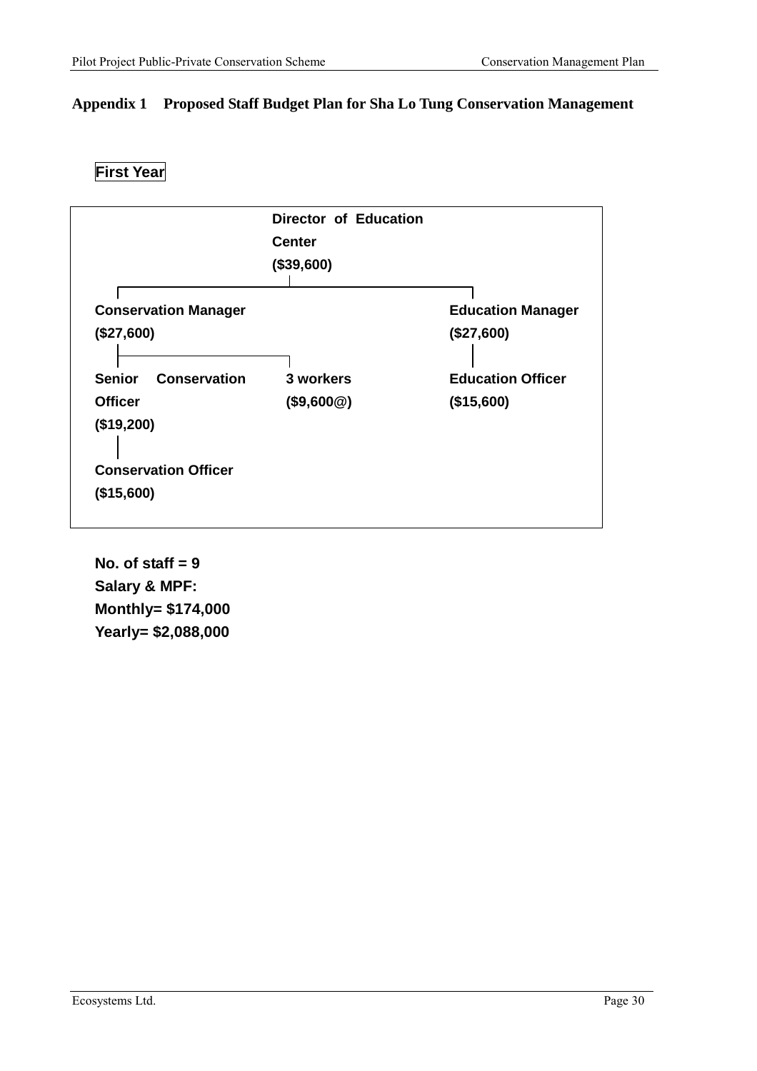## Appendix 1 Proposed Staff Budget Plan for Sha Lo Tung Conservation Management

**First Year**

- **Director of Education Center ($39,600)**
  - **Conservation Manager ($27,600)**
    - **Senior Conservation Officer ($19,200)**
      - **Conservation Officer ($15,600)**
    - **3 workers ($9,600@)**
  - **Education Manager ($27,600)**
    - **Education Officer ($15,600)**

**No. of staff = 9**
**Salary & MPF:**
**Monthly= $174,000**
**Yearly= $2,088,000**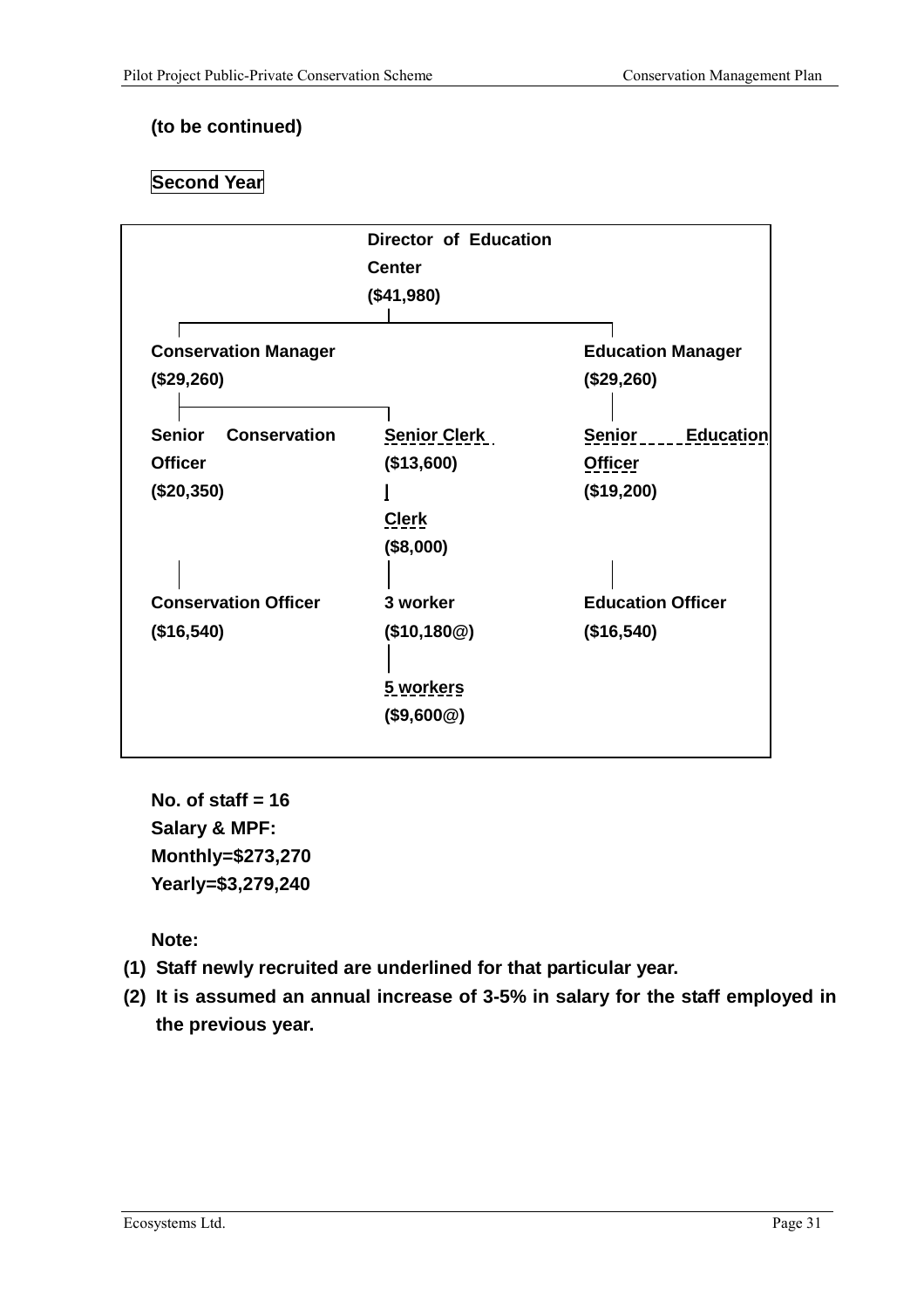**(to be continued)**

**Second Year**

**Director of Education Center**
**($41,980)**

- **Conservation Manager ($29,260)**
  - **Senior Conservation Officer ($20,350)**
    - **Conservation Officer ($16,540)**
  - **<u>Senior Clerk</u> ($13,600)**
    - **<u>Clerk</u> ($8,000)**
      - **3 worker ($10,180@)**
        - **<u>5 workers</u> ($9,600@)**
- **Education Manager ($29,260)**
  - **<u>Senior Education Officer</u> ($19,200)**
    - **Education Officer ($16,540)**

**No. of staff = 16**
**Salary & MPF:**
**Monthly=$273,270**
**Yearly=$3,279,240**

**Note:**

1. **Staff newly recruited are underlined for that particular year.**
2. **It is assumed an annual increase of 3-5% in salary for the staff employed in the previous year.**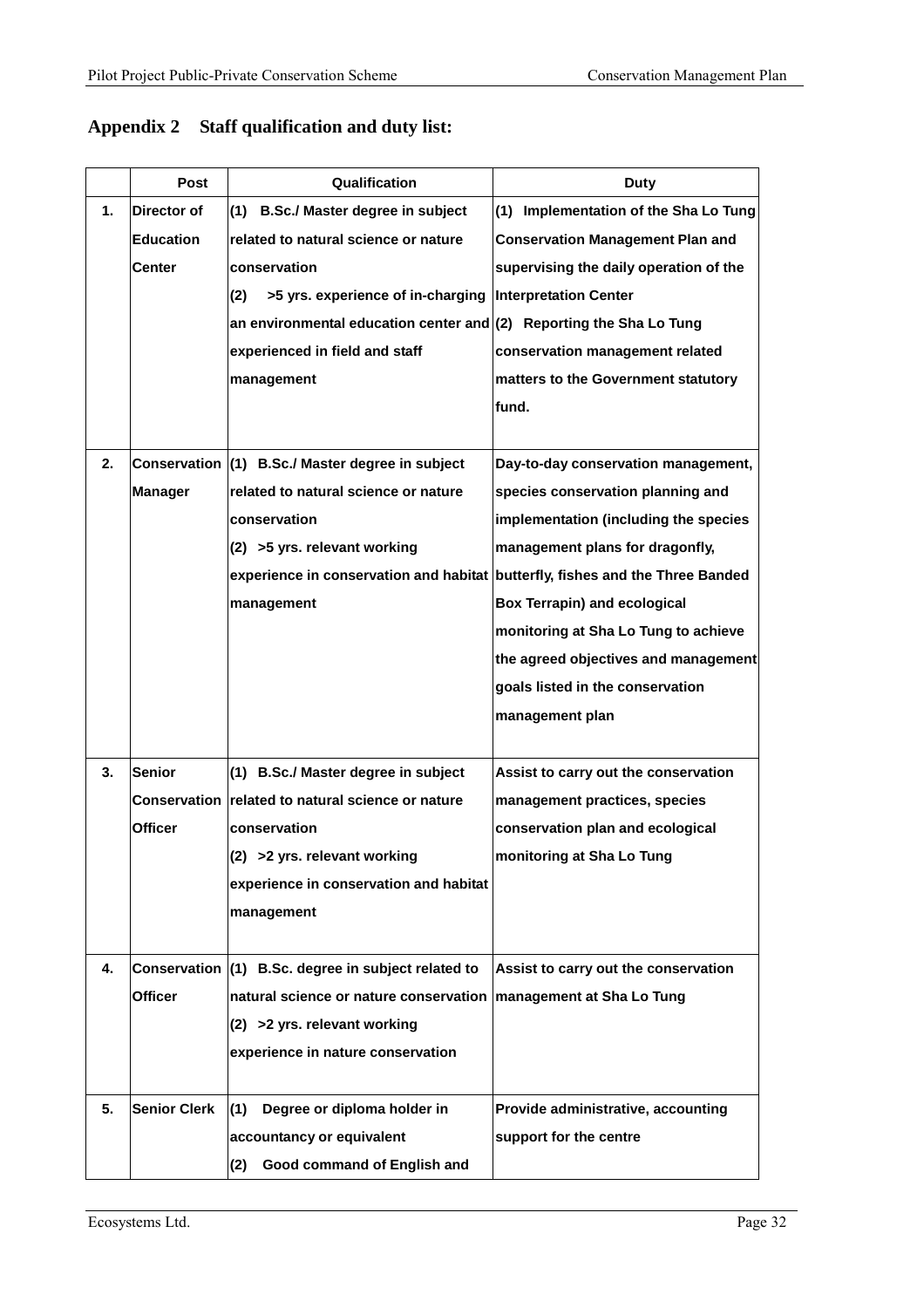## Appendix 2 Staff qualification and duty list:

| | Post | Qualification | Duty |
|---|---|---|---|
| 1. | Director of Education Center | (1) B.Sc./ Master degree in subject related to natural science or nature conservation (2) >5 yrs. experience of in-charging an environmental education center and experienced in field and staff management | (1) Implementation of the Sha Lo Tung Conservation Management Plan and supervising the daily operation of the Interpretation Center (2) Reporting the Sha Lo Tung conservation management related matters to the Government statutory fund. |
| 2. | Conservation Manager | (1) B.Sc./ Master degree in subject related to natural science or nature conservation (2) >5 yrs. relevant working experience in conservation and habitat management | Day-to-day conservation management, species conservation planning and implementation (including the species management plans for dragonfly, butterfly, fishes and the Three Banded Box Terrapin) and ecological monitoring at Sha Lo Tung to achieve the agreed objectives and management goals listed in the conservation management plan |
| 3. | Senior Conservation Officer | (1) B.Sc./ Master degree in subject related to natural science or nature conservation (2) >2 yrs. relevant working experience in conservation and habitat management | Assist to carry out the conservation management practices, species conservation plan and ecological monitoring at Sha Lo Tung |
| 4. | Conservation Officer | (1) B.Sc. degree in subject related to natural science or nature conservation (2) >2 yrs. relevant working experience in nature conservation | Assist to carry out the conservation management at Sha Lo Tung |
| 5. | Senior Clerk | (1) Degree or diploma holder in accountancy or equivalent (2) Good command of English and | Provide administrative, accounting support for the centre |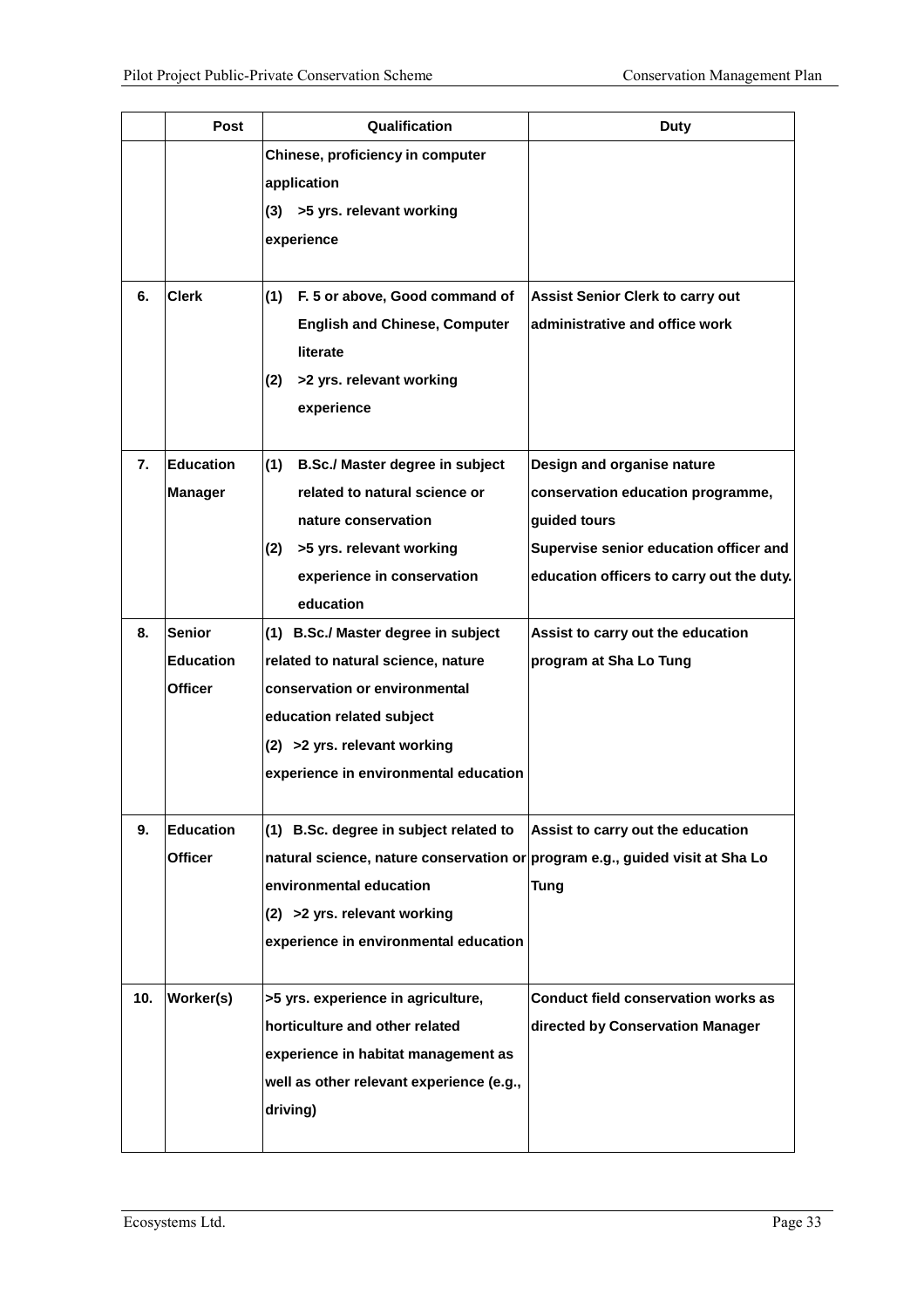|  | Post | Qualification | Duty |
|---|---|---|---|
|  |  | Chinese, proficiency in computer application<br>(3) >5 yrs. relevant working experience |  |
| 6. | Clerk | (1) F. 5 or above, Good command of English and Chinese, Computer literate<br>(2) >2 yrs. relevant working experience | Assist Senior Clerk to carry out administrative and office work |
| 7. | Education Manager | (1) B.Sc./ Master degree in subject related to natural science or nature conservation<br>(2) >5 yrs. relevant working experience in conservation education | Design and organise nature conservation education programme, guided tours<br>Supervise senior education officer and education officers to carry out the duty. |
| 8. | Senior Education Officer | (1) B.Sc./ Master degree in subject related to natural science, nature conservation or environmental education related subject<br>(2) >2 yrs. relevant working experience in environmental education | Assist to carry out the education program at Sha Lo Tung |
| 9. | Education Officer | (1) B.Sc. degree in subject related to natural science, nature conservation or environmental education<br>(2) >2 yrs. relevant working experience in environmental education | Assist to carry out the education program e.g., guided visit at Sha Lo Tung |
| 10. | Worker(s) | >5 yrs. experience in agriculture, horticulture and other related experience in habitat management as well as other relevant experience (e.g., driving) | Conduct field conservation works as directed by Conservation Manager |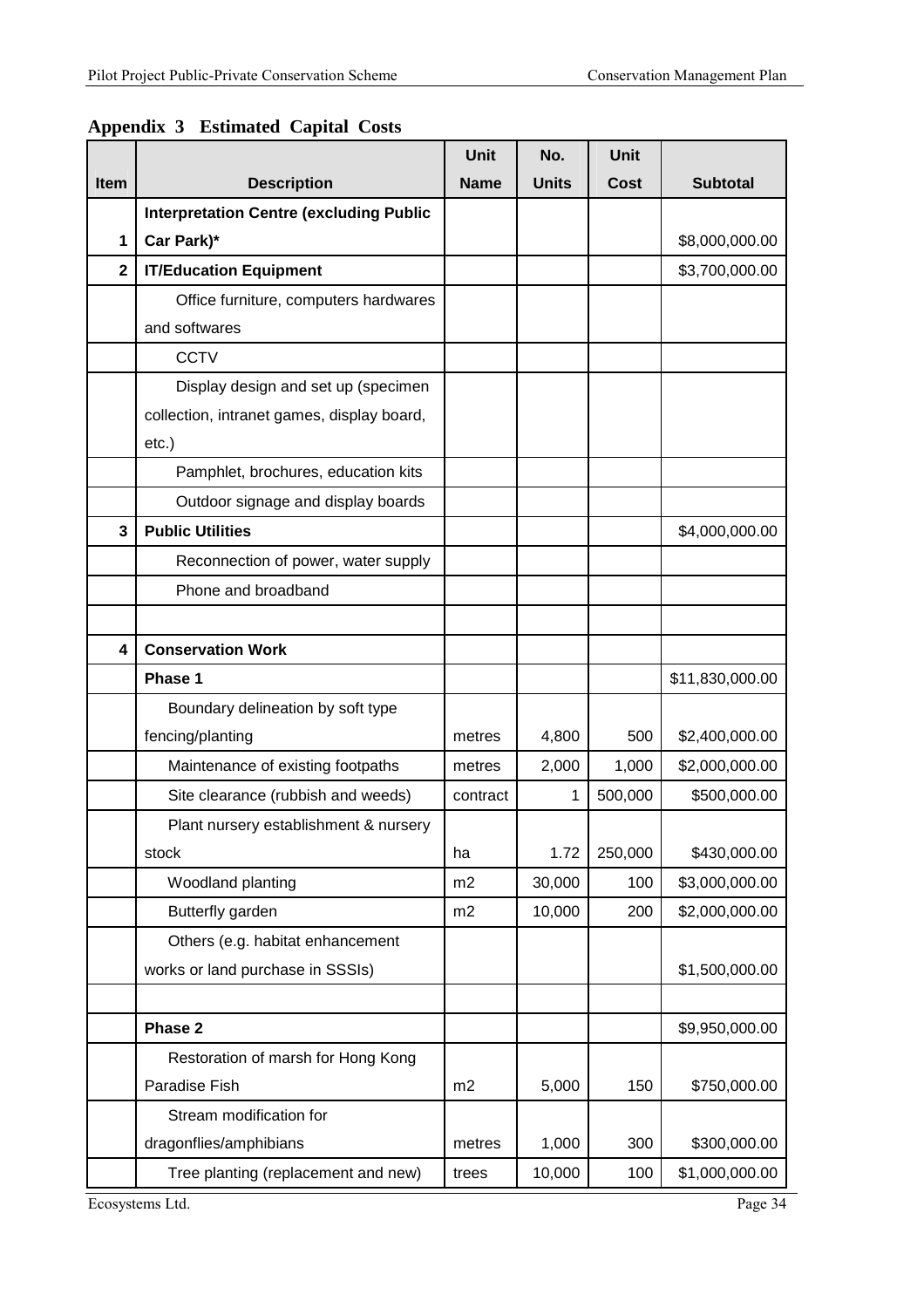## Appendix 3 Estimated Capital Costs

| Item | Description | Unit Name | No. Units | Unit Cost | Subtotal |
|---|---|---|---|---|---|
| 1 | **Interpretation Centre (excluding Public Car Park)*** | | | | $8,000,000.00 |
| 2 | **IT/Education Equipment** | | | | $3,700,000.00 |
| | Office furniture, computers hardwares and softwares | | | | |
| | CCTV | | | | |
| | Display design and set up (specimen collection, intranet games, display board, etc.) | | | | |
| | Pamphlet, brochures, education kits | | | | |
| | Outdoor signage and display boards | | | | |
| 3 | **Public Utilities** | | | | $4,000,000.00 |
| | Reconnection of power, water supply | | | | |
| | Phone and broadband | | | | |
| | | | | | |
| 4 | **Conservation Work** | | | | |
| | **Phase 1** | | | | $11,830,000.00 |
| | Boundary delineation by soft type fencing/planting | metres | 4,800 | 500 | $2,400,000.00 |
| | Maintenance of existing footpaths | metres | 2,000 | 1,000 | $2,000,000.00 |
| | Site clearance (rubbish and weeds) | contract | 1 | 500,000 | $500,000.00 |
| | Plant nursery establishment & nursery stock | ha | 1.72 | 250,000 | $430,000.00 |
| | Woodland planting | m2 | 30,000 | 100 | $3,000,000.00 |
| | Butterfly garden | m2 | 10,000 | 200 | $2,000,000.00 |
| | Others (e.g. habitat enhancement works or land purchase in SSSIs) | | | | $1,500,000.00 |
| | | | | | |
| | **Phase 2** | | | | $9,950,000.00 |
| | Restoration of marsh for Hong Kong Paradise Fish | m2 | 5,000 | 150 | $750,000.00 |
| | Stream modification for dragonflies/amphibians | metres | 1,000 | 300 | $300,000.00 |
| | Tree planting (replacement and new) | trees | 10,000 | 100 | $1,000,000.00 |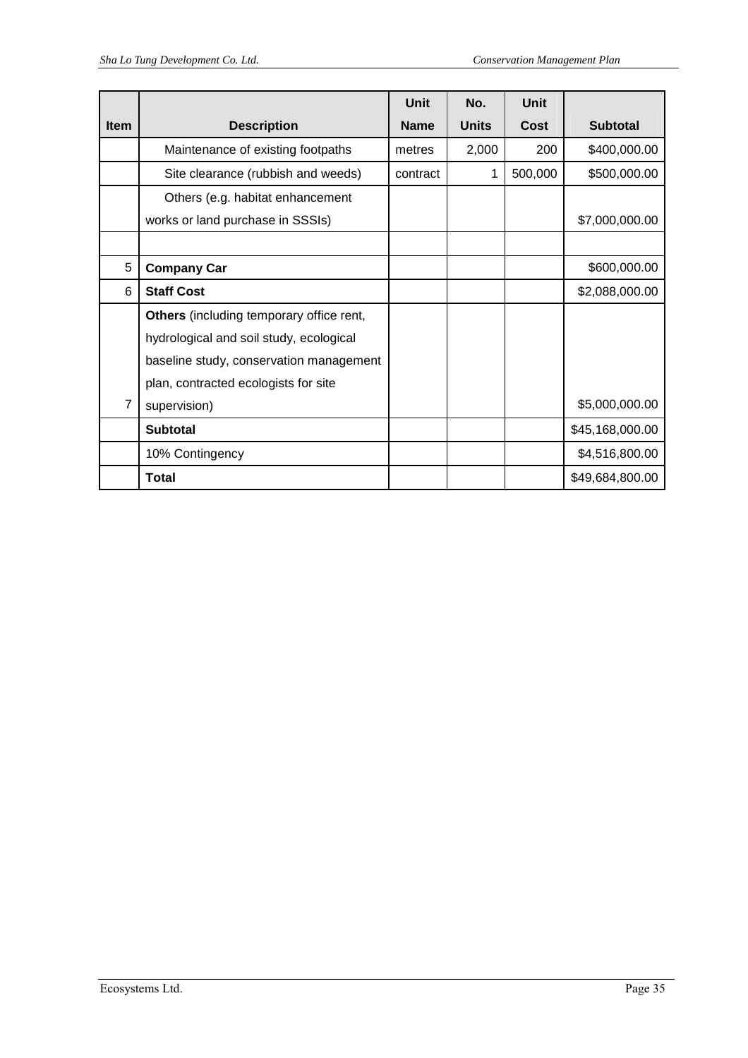| Item | Description | Unit Name | No. Units | Unit Cost | Subtotal |
|---|---|---|---|---|---|
| | Maintenance of existing footpaths | metres | 2,000 | 200 | $400,000.00 |
| | Site clearance (rubbish and weeds) | contract | 1 | 500,000 | $500,000.00 |
| | Others (e.g. habitat enhancement works or land purchase in SSSIs) | | | | $7,000,000.00 |
| | | | | | |
| 5 | **Company Car** | | | | $600,000.00 |
| 6 | **Staff Cost** | | | | $2,088,000.00 |
| 7 | **Others** (including temporary office rent, hydrological and soil study, ecological baseline study, conservation management plan, contracted ecologists for site supervision) | | | | $5,000,000.00 |
| | **Subtotal** | | | | $45,168,000.00 |
| | 10% Contingency | | | | $4,516,800.00 |
| | **Total** | | | | $49,684,800.00 |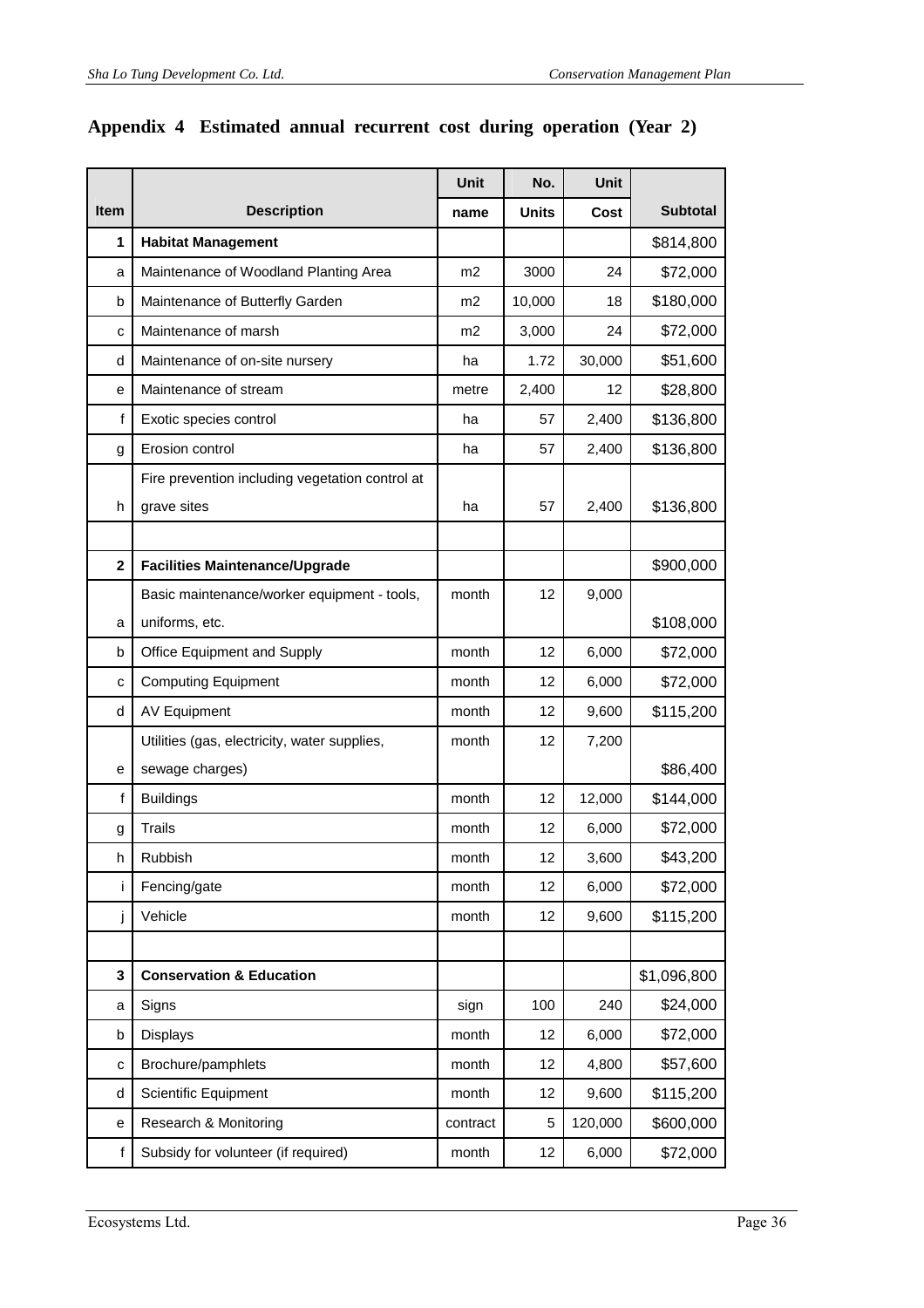## Appendix 4 Estimated annual recurrent cost during operation (Year 2)

| Item | Description | Unit name | No. Units | Unit Cost | Subtotal |
|---|---|---|---|---|---|
| **1** | **Habitat Management** | | | | $814,800 |
| a | Maintenance of Woodland Planting Area | m2 | 3000 | 24 | $72,000 |
| b | Maintenance of Butterfly Garden | m2 | 10,000 | 18 | $180,000 |
| c | Maintenance of marsh | m2 | 3,000 | 24 | $72,000 |
| d | Maintenance of on-site nursery | ha | 1.72 | 30,000 | $51,600 |
| e | Maintenance of stream | metre | 2,400 | 12 | $28,800 |
| f | Exotic species control | ha | 57 | 2,400 | $136,800 |
| g | Erosion control | ha | 57 | 2,400 | $136,800 |
| h | Fire prevention including vegetation control at grave sites | ha | 57 | 2,400 | $136,800 |
| | | | | | |
| **2** | **Facilities Maintenance/Upgrade** | | | | $900,000 |
| a | Basic maintenance/worker equipment - tools, uniforms, etc. | month | 12 | 9,000 | $108,000 |
| b | Office Equipment and Supply | month | 12 | 6,000 | $72,000 |
| c | Computing Equipment | month | 12 | 6,000 | $72,000 |
| d | AV Equipment | month | 12 | 9,600 | $115,200 |
| e | Utilities (gas, electricity, water supplies, sewage charges) | month | 12 | 7,200 | $86,400 |
| f | Buildings | month | 12 | 12,000 | $144,000 |
| g | Trails | month | 12 | 6,000 | $72,000 |
| h | Rubbish | month | 12 | 3,600 | $43,200 |
| i | Fencing/gate | month | 12 | 6,000 | $72,000 |
| j | Vehicle | month | 12 | 9,600 | $115,200 |
| | | | | | |
| **3** | **Conservation & Education** | | | | $1,096,800 |
| a | Signs | sign | 100 | 240 | $24,000 |
| b | Displays | month | 12 | 6,000 | $72,000 |
| c | Brochure/pamphlets | month | 12 | 4,800 | $57,600 |
| d | Scientific Equipment | month | 12 | 9,600 | $115,200 |
| e | Research & Monitoring | contract | 5 | 120,000 | $600,000 |
| f | Subsidy for volunteer (if required) | month | 12 | 6,000 | $72,000 |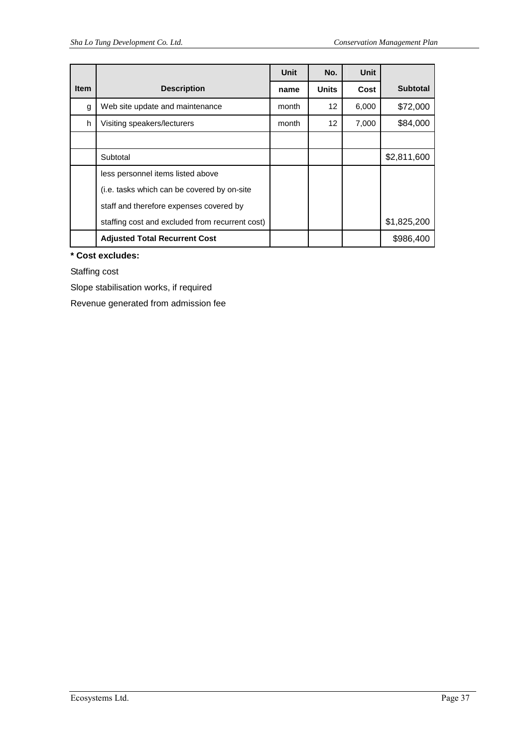| Item | Description | Unit name | No. Units | Unit Cost | Subtotal |
|---|---|---|---|---|---|
| g | Web site update and maintenance | month | 12 | 6,000 | $72,000 |
| h | Visiting speakers/lecturers | month | 12 | 7,000 | $84,000 |
| | | | | | |
| | Subtotal | | | | $2,811,600 |
| | less personnel items listed above (i.e. tasks which can be covered by on-site staff and therefore expenses covered by staffing cost and excluded from recurrent cost) | | | | $1,825,200 |
| | **Adjusted Total Recurrent Cost** | | | | $986,400 |

**\* Cost excludes:**

Staffing cost

Slope stabilisation works, if required

Revenue generated from admission fee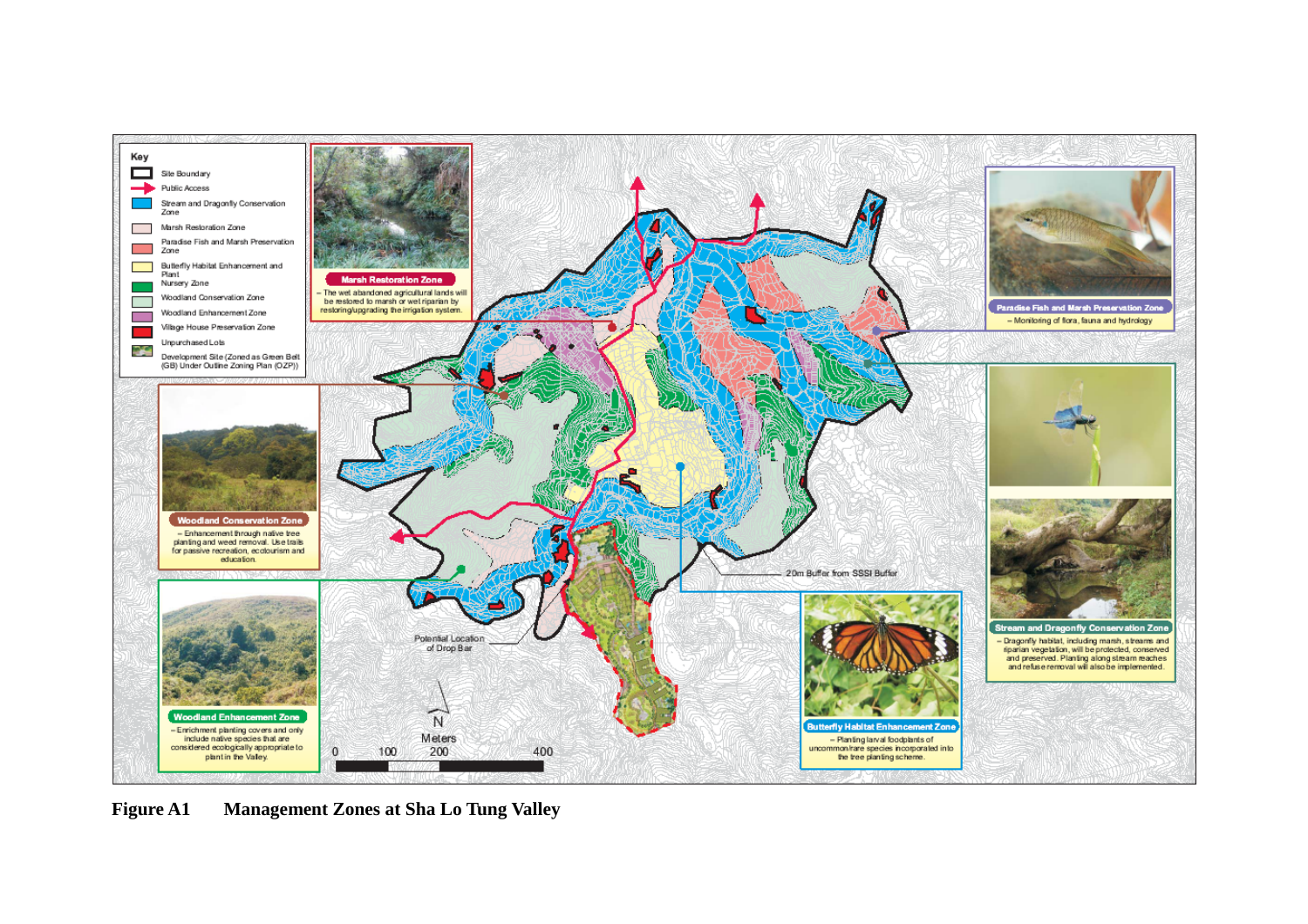Key

- Site Boundary
- Public Access
- Stream and Dragonfly Conservation Zone
- Marsh Restoration Zone
- Paradise Fish and Marsh Preservation Zone
- Butterfly Habitat Enhancement and Plant Nursery Zone
- Woodland Conservation Zone
- Woodland Enhancement Zone
- Village House Preservation Zone
- Unpurchased Lots
- Development Site (Zoned as Green Belt (GB) Under Outline Zoning Plan (OZP))

**Marsh Restoration Zone**
– The wet abandoned agricultural lands will be restored to marsh or wet riparian by restoring/upgrading the irrigation system.

**Paradise Fish and Marsh Preservation Zone**
– Monitoring of flora, fauna and hydrology

**Woodland Conservation Zone**
– Enhancement through native tree planting and weed removal. Use trails for passive recreation, ecotourism and education.

**Stream and Dragonfly Conservation Zone**
– Dragonfly habitat, including marsh, streams and riparian vegetation, will be protected, conserved and preserved. Planting along stream reaches and refuse removal will also be implemented.

**Woodland Enhancement Zone**
– Enrichment planting covers and only include native species that are considered ecologically appropriate to plant in the Valley.

**Butterfly Habitat Enhancement Zone**
– Planting larval foodplants of uncommon/rare species incorporated into the tree planting scheme.

20m Buffer from SSSI Buffer

Potential Location of Drop Bar

N

Meters

0 100 200 400

**Figure A1 Management Zones at Sha Lo Tung Valley**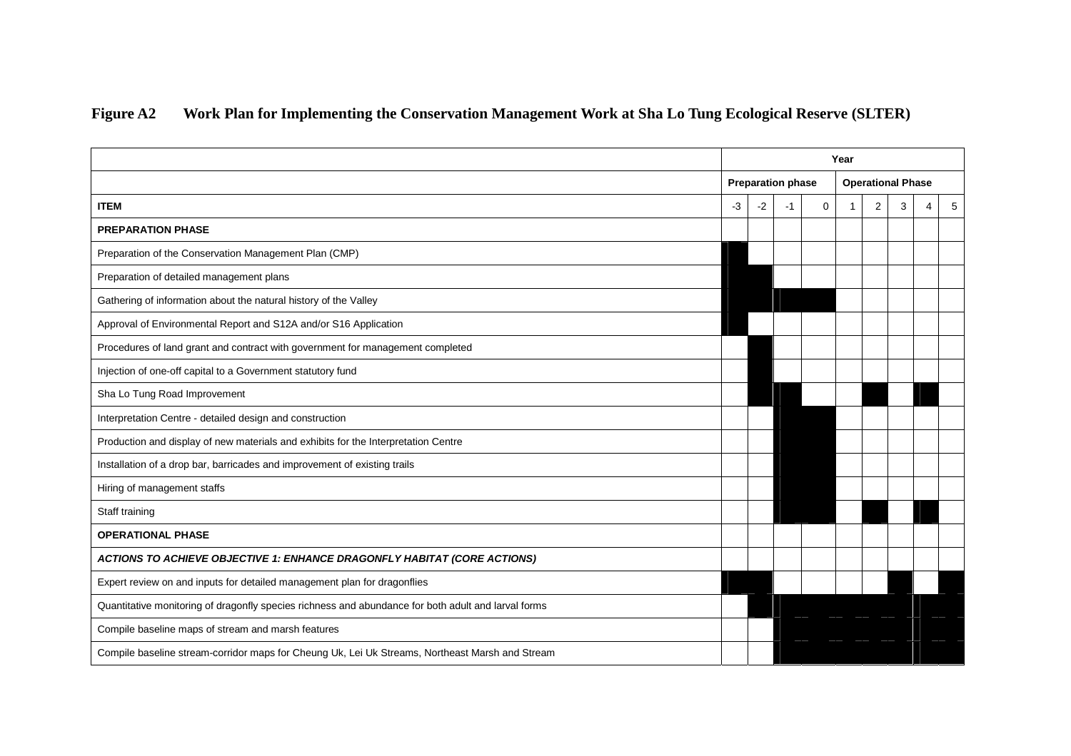**Figure A2 Work Plan for Implementing the Conservation Management Work at Sha Lo Tung Ecological Reserve (SLTER)**

| | Year | | | | | | | | |
|---|---|---|---|---|---|---|---|---|---|
| | Preparation phase | | | | Operational Phase | | | | |
| **ITEM** | -3 | -2 | -1 | 0 | 1 | 2 | 3 | 4 | 5 |
| **PREPARATION PHASE** | | | | | | | | | |
| Preparation of the Conservation Management Plan (CMP) | ■ | | | | | | | | |
| Preparation of detailed management plans | ■ | ■ | | | | | | | |
| Gathering of information about the natural history of the Valley | ■ | ■ | ■ | ■ | | | | | |
| Approval of Environmental Report and S12A and/or S16 Application | ■ | | | | | | | | |
| Procedures of land grant and contract with government for management completed | | ■ | | | | | | | |
| Injection of one-off capital to a Government statutory fund | | ■ | | | | | | | |
| Sha Lo Tung Road Improvement | | ■ | ■ | | | ■ | | ■ | |
| Interpretation Centre - detailed design and construction | | | ■ | ■ | | | | | |
| Production and display of new materials and exhibits for the Interpretation Centre | | | ■ | ■ | | | | | |
| Installation of a drop bar, barricades and improvement of existing trails | | | ■ | ■ | | | | | |
| Hiring of management staffs | | | ■ | ■ | | | | | |
| Staff training | | | ■ | ■ | | ■ | | ■ | |
| **OPERATIONAL PHASE** | | | | | | | | | |
| ***ACTIONS TO ACHIEVE OBJECTIVE 1: ENHANCE DRAGONFLY HABITAT (CORE ACTIONS)*** | | | | | | | | | |
| Expert review on and inputs for detailed management plan for dragonflies | ■ | ■ | | | | | ■ | | ■ |
| Quantitative monitoring of dragonfly species richness and abundance for both adult and larval forms | | ■ | ■ | ■ | ■ | ■ | ■ | ■ | ■ |
| Compile baseline maps of stream and marsh features | | | ■ | ■ | ■ | ■ | ■ | ■ | ■ |
| Compile baseline stream-corridor maps for Cheung Uk, Lei Uk Streams, Northeast Marsh and Stream | | | ■ | ■ | ■ | ■ | ■ | ■ | ■ |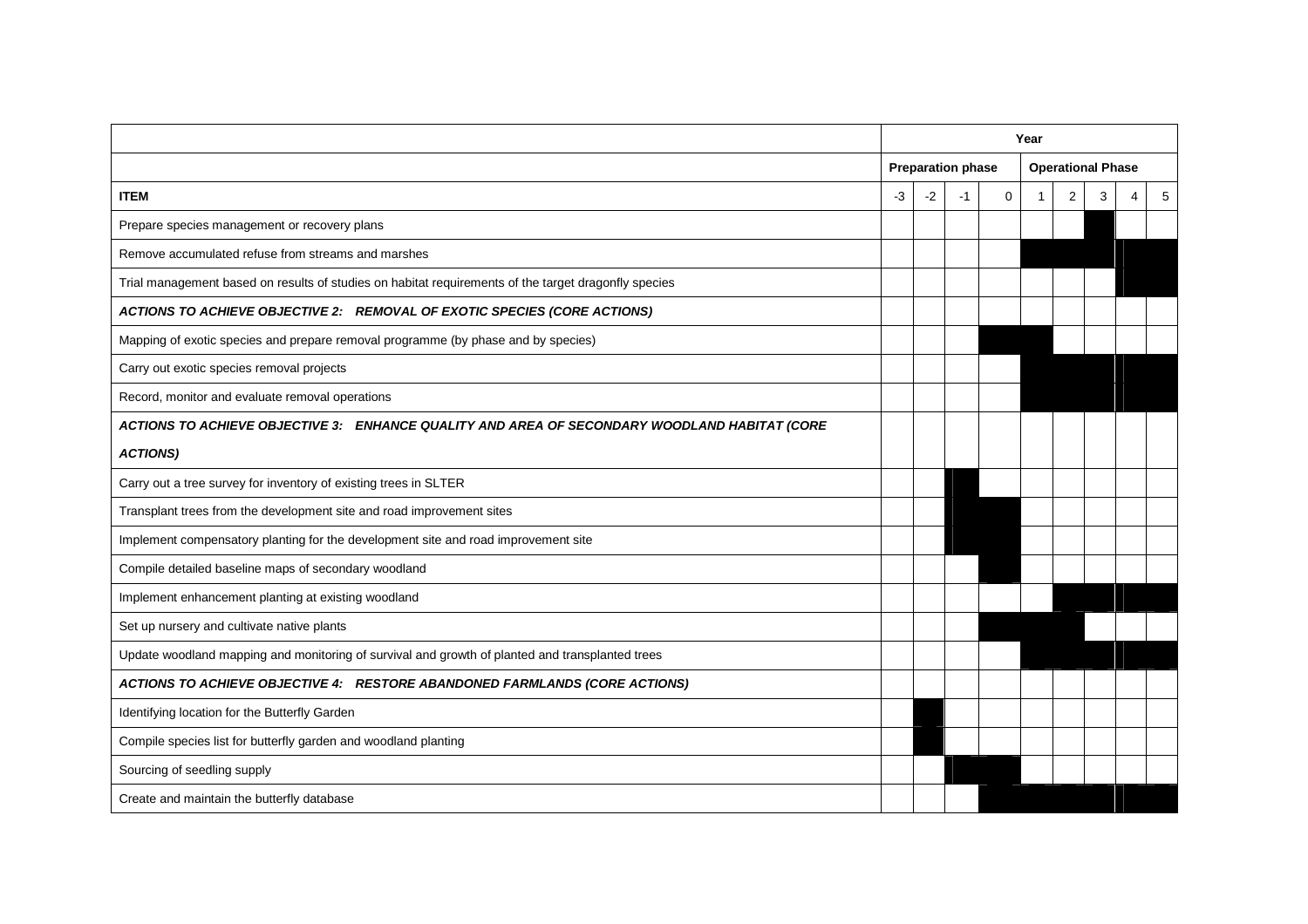| | Year | | | | | | | | |
|---|---|---|---|---|---|---|---|---|---|
| | **Preparation phase** | | | | **Operational Phase** | | | | |
| **ITEM** | -3 | -2 | -1 | 0 | 1 | 2 | 3 | 4 | 5 |
| Prepare species management or recovery plans | | | | | | | ■ | | |
| Remove accumulated refuse from streams and marshes | | | | | ■ | ■ | ■ | ■ | ■ |
| Trial management based on results of studies on habitat requirements of the target dragonfly species | | | | | | | | ■ | ■ |
| ***ACTIONS TO ACHIEVE OBJECTIVE 2: REMOVAL OF EXOTIC SPECIES (CORE ACTIONS)*** | | | | | | | | | |
| Mapping of exotic species and prepare removal programme (by phase and by species) | | | | ■ | ■ | | | | |
| Carry out exotic species removal projects | | | | | ■ | ■ | ■ | ■ | ■ |
| Record, monitor and evaluate removal operations | | | | | ■ | ■ | ■ | ■ | ■ |
| ***ACTIONS TO ACHIEVE OBJECTIVE 3: ENHANCE QUALITY AND AREA OF SECONDARY WOODLAND HABITAT (CORE ACTIONS)*** | | | | | | | | | |
| Carry out a tree survey for inventory of existing trees in SLTER | | | ■ | | | | | | |
| Transplant trees from the development site and road improvement sites | | | ■ | ■ | | | | | |
| Implement compensatory planting for the development site and road improvement site | | | ■ | ■ | | | | | |
| Compile detailed baseline maps of secondary woodland | | | | ■ | | | | | |
| Implement enhancement planting at existing woodland | | | | | | ■ | ■ | ■ | ■ |
| Set up nursery and cultivate native plants | | | | ■ | ■ | ■ | | | |
| Update woodland mapping and monitoring of survival and growth of planted and transplanted trees | | | | | ■ | ■ | ■ | ■ | ■ |
| ***ACTIONS TO ACHIEVE OBJECTIVE 4: RESTORE ABANDONED FARMLANDS (CORE ACTIONS)*** | | | | | | | | | |
| Identifying location for the Butterfly Garden | | ■ | | | | | | | |
| Compile species list for butterfly garden and woodland planting | | ■ | | | | | | | |
| Sourcing of seedling supply | | | ■ | ■ | | | | | |
| Create and maintain the butterfly database | | | | ■ | ■ | ■ | ■ | ■ | ■ |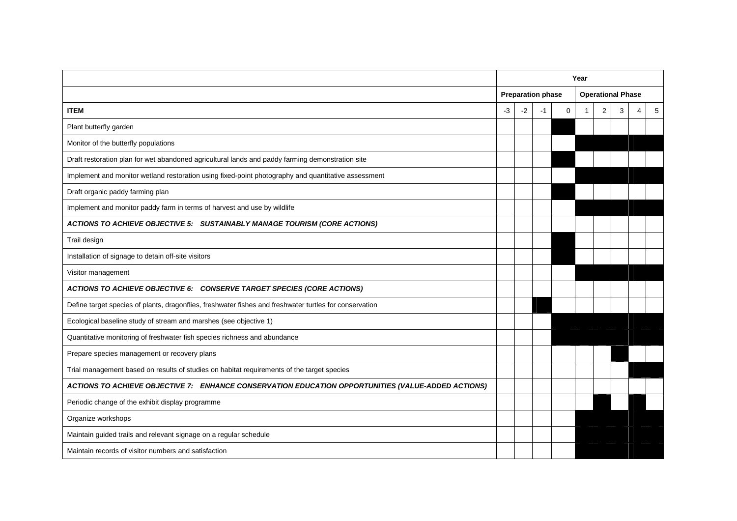| | Year | | | | | | | | |
|---|---|---|---|---|---|---|---|---|---|
| | Preparation phase | | | | Operational Phase | | | | |
| **ITEM** | -3 | -2 | -1 | 0 | 1 | 2 | 3 | 4 | 5 |
| Plant butterfly garden | | | | ■ | | | | | |
| Monitor of the butterfly populations | | | | | ■ | ■ | ■ | ■ | ■ |
| Draft restoration plan for wet abandoned agricultural lands and paddy farming demonstration site | | | | ■ | | | | | |
| Implement and monitor wetland restoration using fixed-point photography and quantitative assessment | | | | | ■ | ■ | ■ | ■ | ■ |
| Draft organic paddy farming plan | | | | ■ | | | | | |
| Implement and monitor paddy farm in terms of harvest and use by wildlife | | | | | ■ | ■ | ■ | ■ | ■ |
| ***ACTIONS TO ACHIEVE OBJECTIVE 5: SUSTAINABLY MANAGE TOURISM (CORE ACTIONS)*** | | | | | | | | | |
| Trail design | | | | ■ | | | | | |
| Installation of signage to detain off-site visitors | | | | ■ | | | | | |
| Visitor management | | | | | ■ | ■ | ■ | ■ | ■ |
| ***ACTIONS TO ACHIEVE OBJECTIVE 6: CONSERVE TARGET SPECIES (CORE ACTIONS)*** | | | | | | | | | |
| Define target species of plants, dragonflies, freshwater fishes and freshwater turtles for conservation | | | ■ | | | | | | |
| Ecological baseline study of stream and marshes (see objective 1) | | | | ■ | ■ | ■ | ■ | ■ | ■ |
| Quantitative monitoring of freshwater fish species richness and abundance | | | | ■ | ■ | ■ | ■ | ■ | ■ |
| Prepare species management or recovery plans | | | | | | | ■ | | |
| Trial management based on results of studies on habitat requirements of the target species | | | | | | | | ■ | ■ |
| ***ACTIONS TO ACHIEVE OBJECTIVE 7: ENHANCE CONSERVATION EDUCATION OPPORTUNITIES (VALUE-ADDED ACTIONS)*** | | | | | | | | | |
| Periodic change of the exhibit display programme | | | | | | ■ | | ■ | |
| Organize workshops | | | | | ■ | ■ | ■ | ■ | ■ |
| Maintain guided trails and relevant signage on a regular schedule | | | | | ■ | ■ | ■ | ■ | ■ |
| Maintain records of visitor numbers and satisfaction | | | | | ■ | ■ | ■ | ■ | ■ |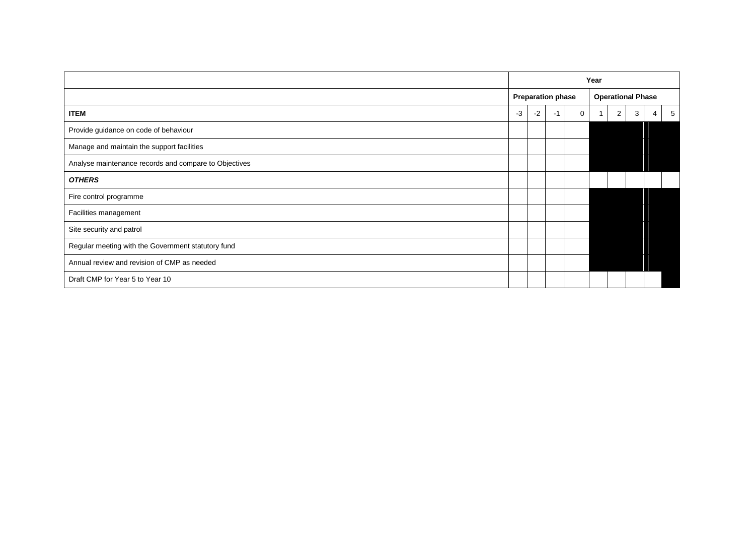| | Year | | | | | | | | |
|---|---|---|---|---|---|---|---|---|---|
| | Preparation phase | | | | Operational Phase | | | | |
| **ITEM** | -3 | -2 | -1 | 0 | 1 | 2 | 3 | 4 | 5 |
| Provide guidance on code of behaviour | | | | | ■ | ■ | ■ | ■ | ■ |
| Manage and maintain the support facilities | | | | | ■ | ■ | ■ | ■ | ■ |
| Analyse maintenance records and compare to Objectives | | | | | ■ | ■ | ■ | ■ | ■ |
| ***OTHERS*** | | | | | | | | | |
| Fire control programme | | | | | ■ | ■ | ■ | ■ | ■ |
| Facilities management | | | | | ■ | ■ | ■ | ■ | ■ |
| Site security and patrol | | | | | ■ | ■ | ■ | ■ | ■ |
| Regular meeting with the Government statutory fund | | | | | ■ | ■ | ■ | ■ | ■ |
| Annual review and revision of CMP as needed | | | | | ■ | ■ | ■ | ■ | ■ |
| Draft CMP for Year 5 to Year 10 | | | | | | | | | ■ |